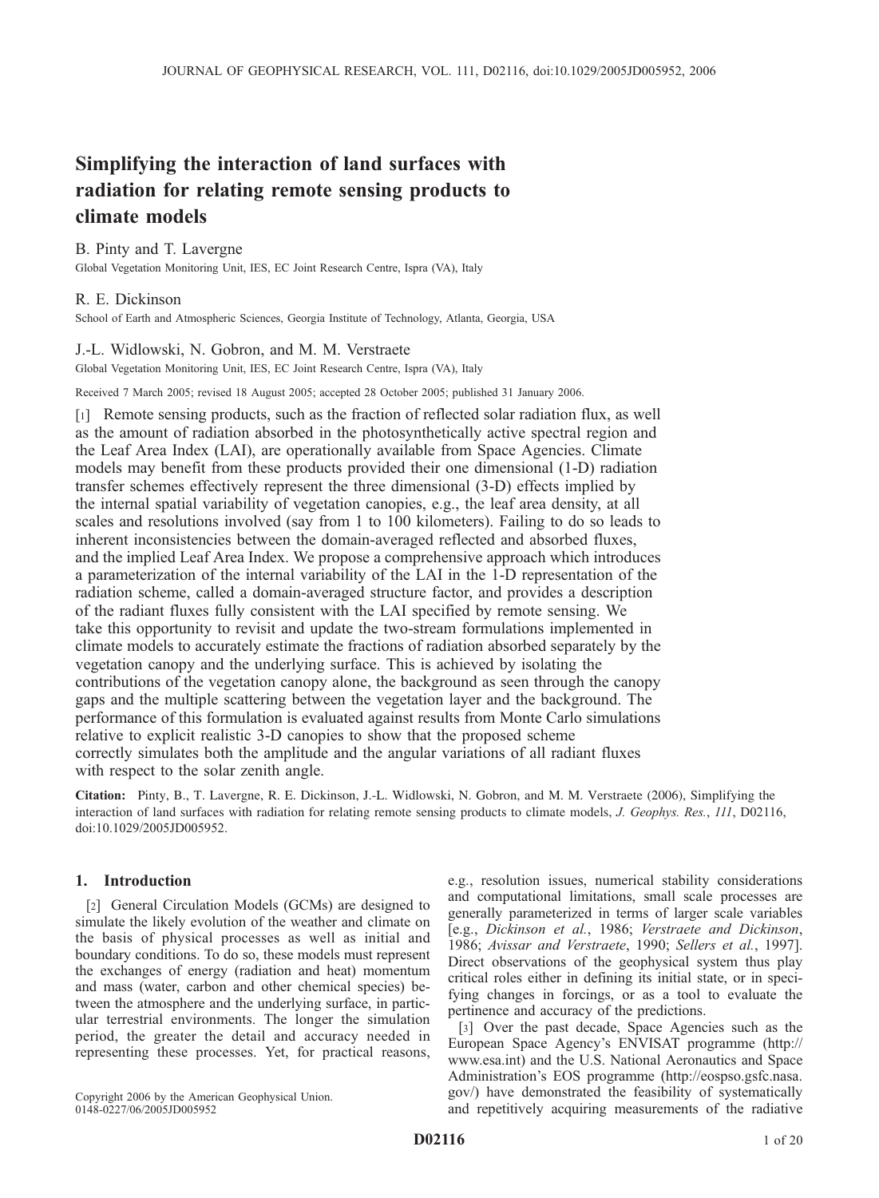# Simplifying the interaction of land surfaces with radiation for relating remote sensing products to climate models

B. Pinty and T. Lavergne

Global Vegetation Monitoring Unit, IES, EC Joint Research Centre, Ispra (VA), Italy

R. E. Dickinson

School of Earth and Atmospheric Sciences, Georgia Institute of Technology, Atlanta, Georgia, USA

J.-L. Widlowski, N. Gobron, and M. M. Verstraete

Global Vegetation Monitoring Unit, IES, EC Joint Research Centre, Ispra (VA), Italy

Received 7 March 2005; revised 18 August 2005; accepted 28 October 2005; published 31 January 2006.

[1] Remote sensing products, such as the fraction of reflected solar radiation flux, as well as the amount of radiation absorbed in the photosynthetically active spectral region and the Leaf Area Index (LAI), are operationally available from Space Agencies. Climate models may benefit from these products provided their one dimensional (1-D) radiation transfer schemes effectively represent the three dimensional (3-D) effects implied by the internal spatial variability of vegetation canopies, e.g., the leaf area density, at all scales and resolutions involved (say from 1 to 100 kilometers). Failing to do so leads to inherent inconsistencies between the domain-averaged reflected and absorbed fluxes, and the implied Leaf Area Index. We propose a comprehensive approach which introduces a parameterization of the internal variability of the LAI in the 1-D representation of the radiation scheme, called a domain-averaged structure factor, and provides a description of the radiant fluxes fully consistent with the LAI specified by remote sensing. We take this opportunity to revisit and update the two-stream formulations implemented in climate models to accurately estimate the fractions of radiation absorbed separately by the vegetation canopy and the underlying surface. This is achieved by isolating the contributions of the vegetation canopy alone, the background as seen through the canopy gaps and the multiple scattering between the vegetation layer and the background. The performance of this formulation is evaluated against results from Monte Carlo simulations relative to explicit realistic 3-D canopies to show that the proposed scheme correctly simulates both the amplitude and the angular variations of all radiant fluxes with respect to the solar zenith angle.

**Citation:** Pinty, B., T. Lavergne, R. E. Dickinson, J.-L. Widlowski, N. Gobron, and M. M. Verstraete (2006), Simplifying the interaction of land surfaces with radiation for relating remote sensing products to climate models, *J. Geophys. Res.*, *111*, D02116, doi:10.1029/2005JD005952.

## 1. Introduction

[2] General Circulation Models (GCMs) are designed to simulate the likely evolution of the weather and climate on the basis of physical processes as well as initial and boundary conditions. To do so, these models must represent the exchanges of energy (radiation and heat) momentum and mass (water, carbon and other chemical species) between the atmosphere and the underlying surface, in particular terrestrial environments. The longer the simulation period, the greater the detail and accuracy needed in representing these processes. Yet, for practical reasons, e.g., resolution issues, numerical stability considerations and computational limitations, small scale processes are generally parameterized in terms of larger scale variables [e.g., *Dickinson et al.*, 1986; *Verstraete and Dickinson*, 1986; *Avissar and Verstraete*, 1990; *Sellers et al.*, 1997]. Direct observations of the geophysical system thus play critical roles either in defining its initial state, or in specifying changes in forcings, or as a tool to evaluate the pertinence and accuracy of the predictions.

[3] Over the past decade, Space Agencies such as the European Space Agency's ENVISAT programme (http://www.esa.int) and the U.S. National Aeronautics and Space Administration's EOS programme (http://eospso.gsfc.nasa.gov/) have demonstrated the feasibility of systematically and repetitively acquiring measurements of the radiative

Copyright 2006 by the American Geophysical Union.
0148-0227/06/2005JD005952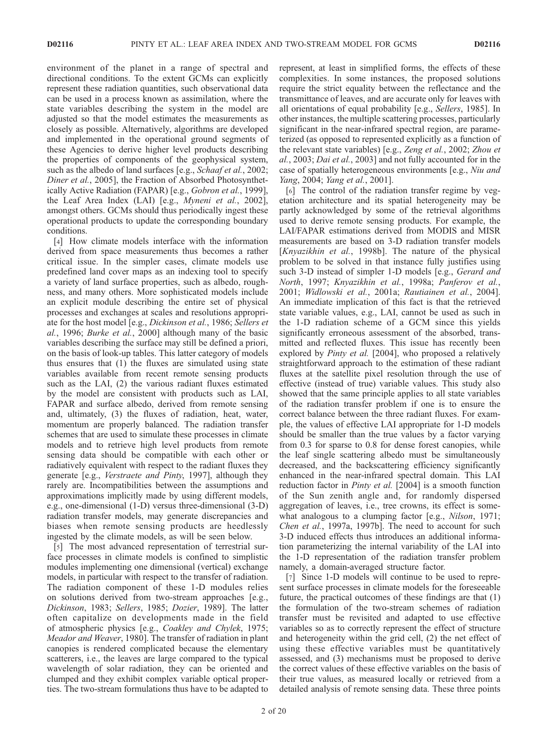environment of the planet in a range of spectral and directional conditions. To the extent GCMs can explicitly represent these radiation quantities, such observational data can be used in a process known as assimilation, where the state variables describing the system in the model are adjusted so that the model estimates the measurements as closely as possible. Alternatively, algorithms are developed and implemented in the operational ground segments of these Agencies to derive higher level products describing the properties of components of the geophysical system, such as the albedo of land surfaces [e.g., *Schaaf et al.*, 2002; *Diner et al.*, 2005], the Fraction of Absorbed Photosynthetically Active Radiation (FAPAR) [e.g., *Gobron et al.*, 1999], the Leaf Area Index (LAI) [e.g., *Myneni et al.*, 2002], amongst others. GCMs should thus periodically ingest these operational products to update the corresponding boundary conditions.

[4] How climate models interface with the information derived from space measurements thus becomes a rather critical issue. In the simpler cases, climate models use predefined land cover maps as an indexing tool to specify a variety of land surface properties, such as albedo, roughness, and many others. More sophisticated models include an explicit module describing the entire set of physical processes and exchanges at scales and resolutions appropriate for the host model [e.g., *Dickinson et al.*, 1986; *Sellers et al.*, 1996; *Burke et al.*, 2000] although many of the basic variables describing the surface may still be defined a priori, on the basis of look-up tables. This latter category of models thus ensures that (1) the fluxes are simulated using state variables available from recent remote sensing products such as the LAI, (2) the various radiant fluxes estimated by the model are consistent with products such as LAI, FAPAR and surface albedo, derived from remote sensing and, ultimately, (3) the fluxes of radiation, heat, water, momentum are properly balanced. The radiation transfer schemes that are used to simulate these processes in climate models and to retrieve high level products from remote sensing data should be compatible with each other or radiatively equivalent with respect to the radiant fluxes they generate [e.g., *Verstraete and Pinty*, 1997], although they rarely are. Incompatibilities between the assumptions and approximations implicitly made by using different models, e.g., one-dimensional (1-D) versus three-dimensional (3-D) radiation transfer models, may generate discrepancies and biases when remote sensing products are heedlessly ingested by the climate models, as will be seen below.

[5] The most advanced representation of terrestrial surface processes in climate models is confined to simplistic modules implementing one dimensional (vertical) exchange models, in particular with respect to the transfer of radiation. The radiation component of these 1-D modules relies on solutions derived from two-stream approaches [e.g., *Dickinson*, 1983; *Sellers*, 1985; *Dozier*, 1989]. The latter often capitalize on developments made in the field of atmospheric physics [e.g., *Coakley and Chylek*, 1975; *Meador and Weaver*, 1980]. The transfer of radiation in plant canopies is rendered complicated because the elementary scatterers, i.e., the leaves are large compared to the typical wavelength of solar radiation, they can be oriented and clumped and they exhibit complex variable optical properties. The two-stream formulations thus have to be adapted to represent, at least in simplified forms, the effects of these complexities. In some instances, the proposed solutions require the strict equality between the reflectance and the transmittance of leaves, and are accurate only for leaves with all orientations of equal probability [e.g., *Sellers*, 1985]. In other instances, the multiple scattering processes, particularly significant in the near-infrared spectral region, are parameterized (as opposed to represented explicitly as a function of the relevant state variables) [e.g., *Zeng et al.*, 2002; *Zhou et al.*, 2003; *Dai et al.*, 2003] and not fully accounted for in the case of spatially heterogeneous environments [e.g., *Niu and Yang*, 2004; *Yang et al.*, 2001].

[6] The control of the radiation transfer regime by vegetation architecture and its spatial heterogeneity may be partly acknowledged by some of the retrieval algorithms used to derive remote sensing products. For example, the LAI/FAPAR estimations derived from MODIS and MISR measurements are based on 3-D radiation transfer models [*Knyazikhin et al.*, 1998b]. The nature of the physical problem to be solved in that instance fully justifies using such 3-D instead of simpler 1-D models [e.g., *Gerard and North*, 1997; *Knyazikhin et al.*, 1998a; *Panferov et al.*, 2001; *Widlowski et al.*, 2001a; *Rautiainen et al.*, 2004]. An immediate implication of this fact is that the retrieved state variable values, e.g., LAI, cannot be used as such in the 1-D radiation scheme of a GCM since this yields significantly erroneous assessment of the absorbed, transmitted and reflected fluxes. This issue has recently been explored by *Pinty et al.* [2004], who proposed a relatively straightforward approach to the estimation of these radiant fluxes at the satellite pixel resolution through the use of effective (instead of true) variable values. This study also showed that the same principle applies to all state variables of the radiation transfer problem if one is to ensure the correct balance between the three radiant fluxes. For example, the values of effective LAI appropriate for 1-D models should be smaller than the true values by a factor varying from 0.3 for sparse to 0.8 for dense forest canopies, while the leaf single scattering albedo must be simultaneously decreased, and the backscattering efficiency significantly enhanced in the near-infrared spectral domain. This LAI reduction factor in *Pinty et al.* [2004] is a smooth function of the Sun zenith angle and, for randomly dispersed aggregation of leaves, i.e., tree crowns, its effect is somewhat analogous to a clumping factor [e.g., *Nilson*, 1971; *Chen et al.*, 1997a, 1997b]. The need to account for such 3-D induced effects thus introduces an additional information parameterizing the internal variability of the LAI into the 1-D representation of the radiation transfer problem namely, a domain-averaged structure factor.

[7] Since 1-D models will continue to be used to represent surface processes in climate models for the foreseeable future, the practical outcomes of these findings are that (1) the formulation of the two-stream schemes of radiation transfer must be revisited and adapted to use effective variables so as to correctly represent the effect of structure and heterogeneity within the grid cell, (2) the net effect of using these effective variables must be quantitatively assessed, and (3) mechanisms must be proposed to derive the correct values of these effective variables on the basis of their true values, as measured locally or retrieved from a detailed analysis of remote sensing data. These three points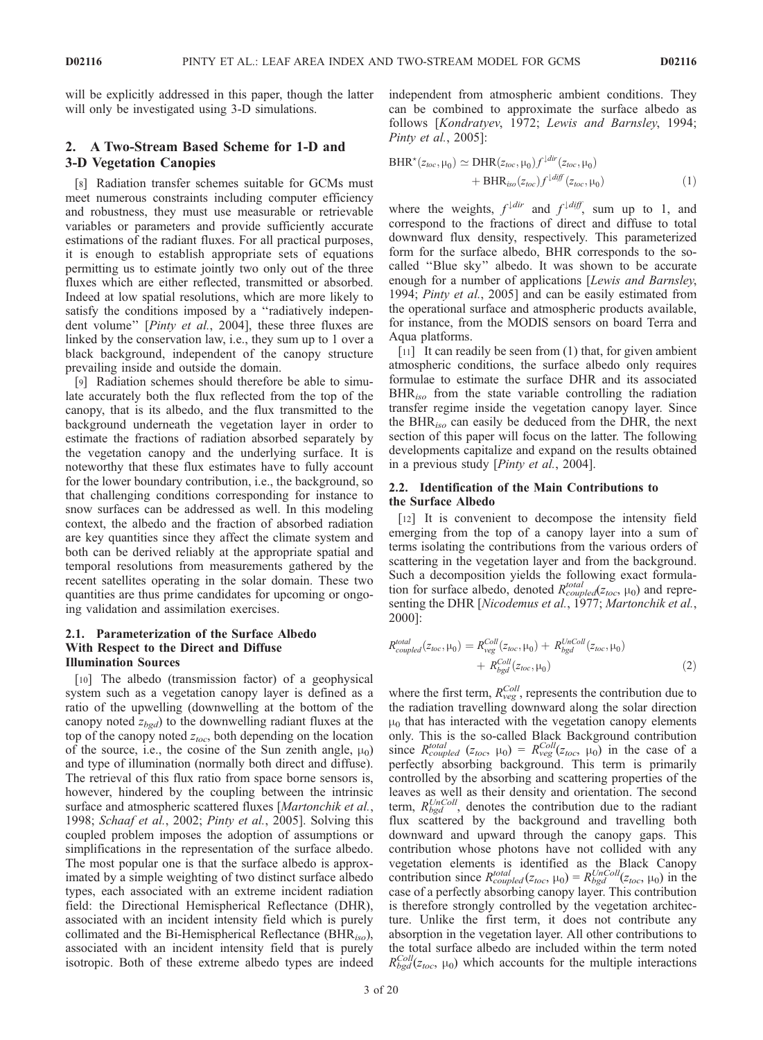will be explicitly addressed in this paper, though the latter will only be investigated using 3-D simulations.

## 2. A Two-Stream Based Scheme for 1-D and 3-D Vegetation Canopies

[8] Radiation transfer schemes suitable for GCMs must meet numerous constraints including computer efficiency and robustness, they must use measurable or retrievable variables or parameters and provide sufficiently accurate estimations of the radiant fluxes. For all practical purposes, it is enough to establish appropriate sets of equations permitting us to estimate jointly two only out of the three fluxes which are either reflected, transmitted or absorbed. Indeed at low spatial resolutions, which are more likely to satisfy the conditions imposed by a "radiatively independent volume" [*Pinty et al.*, 2004], these three fluxes are linked by the conservation law, i.e., they sum up to 1 over a black background, independent of the canopy structure prevailing inside and outside the domain.

[9] Radiation schemes should therefore be able to simulate accurately both the flux reflected from the top of the canopy, that is its albedo, and the flux transmitted to the background underneath the vegetation layer in order to estimate the fractions of radiation absorbed separately by the vegetation canopy and the underlying surface. It is noteworthy that these flux estimates have to fully account for the lower boundary contribution, i.e., the background, so that challenging conditions corresponding for instance to snow surfaces can be addressed as well. In this modeling context, the albedo and the fraction of absorbed radiation are key quantities since they affect the climate system and both can be derived reliably at the appropriate spatial and temporal resolutions from measurements gathered by the recent satellites operating in the solar domain. These two quantities are thus prime candidates for upcoming or ongoing validation and assimilation exercises.

### 2.1. Parameterization of the Surface Albedo With Respect to the Direct and Diffuse Illumination Sources

[10] The albedo (transmission factor) of a geophysical system such as a vegetation canopy layer is defined as a ratio of the upwelling (downwelling at the bottom of the canopy noted $z_{bgd}$) to the downwelling radiant fluxes at the top of the canopy noted $z_{toc}$, both depending on the location of the source, i.e., the cosine of the Sun zenith angle, $\mu_0$) and type of illumination (normally both direct and diffuse). The retrieval of this flux ratio from space borne sensors is, however, hindered by the coupling between the intrinsic surface and atmospheric scattered fluxes [*Martonchik et al.*, 1998; *Schaaf et al.*, 2002; *Pinty et al.*, 2005]. Solving this coupled problem imposes the adoption of assumptions or simplifications in the representation of the surface albedo. The most popular one is that the surface albedo is approximated by a simple weighting of two distinct surface albedo types, each associated with an extreme incident radiation field: the Directional Hemispherical Reflectance (DHR), associated with an incident intensity field which is purely collimated and the Bi-Hemispherical Reflectance ($\mathrm{BHR}_{iso}$), associated with an incident intensity field that is purely isotropic. Both of these extreme albedo types are indeed independent from atmospheric ambient conditions. They can be combined to approximate the surface albedo as follows [*Kondratyev*, 1972; *Lewis and Barnsley*, 1994; *Pinty et al.*, 2005]:

$$\mathrm{BHR}^{\star}(z_{toc}, \mu_0) \simeq \mathrm{DHR}(z_{toc}, \mu_0) f^{\downarrow dir}(z_{toc}, \mu_0) + \mathrm{BHR}_{iso}(z_{toc}) f^{\downarrow diff}(z_{toc}, \mu_0) \tag{1}$$

where the weights, $f^{\downarrow dir}$ and $f^{\downarrow diff}$, sum up to 1, and correspond to the fractions of direct and diffuse to total downward flux density, respectively. This parameterized form for the surface albedo, BHR corresponds to the so-called "Blue sky" albedo. It was shown to be accurate enough for a number of applications [*Lewis and Barnsley*, 1994; *Pinty et al.*, 2005] and can be easily estimated from the operational surface and atmospheric products available, for instance, from the MODIS sensors on board Terra and Aqua platforms.

[11] It can readily be seen from (1) that, for given ambient atmospheric conditions, the surface albedo only requires formulae to estimate the surface DHR and its associated $\mathrm{BHR}_{iso}$ from the state variable controlling the radiation transfer regime inside the vegetation canopy layer. Since the $\mathrm{BHR}_{iso}$ can easily be deduced from the DHR, the next section of this paper will focus on the latter. The following developments capitalize and expand on the results obtained in a previous study [*Pinty et al.*, 2004].

### 2.2. Identification of the Main Contributions to the Surface Albedo

[12] It is convenient to decompose the intensity field emerging from the top of a canopy layer into a sum of terms isolating the contributions from the various orders of scattering in the vegetation layer and from the background. Such a decomposition yields the following exact formulation for surface albedo, denoted $R_{coupled}^{total}(z_{toc}, \mu_0)$ and representing the DHR [*Nicodemus et al.*, 1977; *Martonchik et al.*, 2000]:

$$R_{coupled}^{total}(z_{toc}, \mu_0) = R_{veg}^{Coll}(z_{toc}, \mu_0) + R_{bgd}^{UnColl}(z_{toc}, \mu_0) + R_{bgd}^{Coll}(z_{toc}, \mu_0) \tag{2}$$

where the first term, $R_{veg}^{Coll}$, represents the contribution due to the radiation travelling downward along the solar direction $\mu_0$ that has interacted with the vegetation canopy elements only. This is the so-called Black Background contribution since $R_{coupled}^{total}(z_{toc}, \mu_0) = R_{veg}^{Coll}(z_{toc}, \mu_0)$ in the case of a perfectly absorbing background. This term is primarily controlled by the absorbing and scattering properties of the leaves as well as their density and orientation. The second term, $R_{bgd}^{UnColl}$, denotes the contribution due to the radiant flux scattered by the background and travelling both downward and upward through the canopy gaps. This contribution whose photons have not collided with any vegetation elements is identified as the Black Canopy contribution since $R_{coupled}^{total}(z_{toc}, \mu_0) = R_{bgd}^{UnColl}(z_{toc}, \mu_0)$ in the case of a perfectly absorbing canopy layer. This contribution is therefore strongly controlled by the vegetation architecture. Unlike the first term, it does not contribute any absorption in the vegetation layer. All other contributions to the total surface albedo are included within the term noted $R_{bgd}^{Coll}(z_{toc}, \mu_0)$ which accounts for the multiple interactions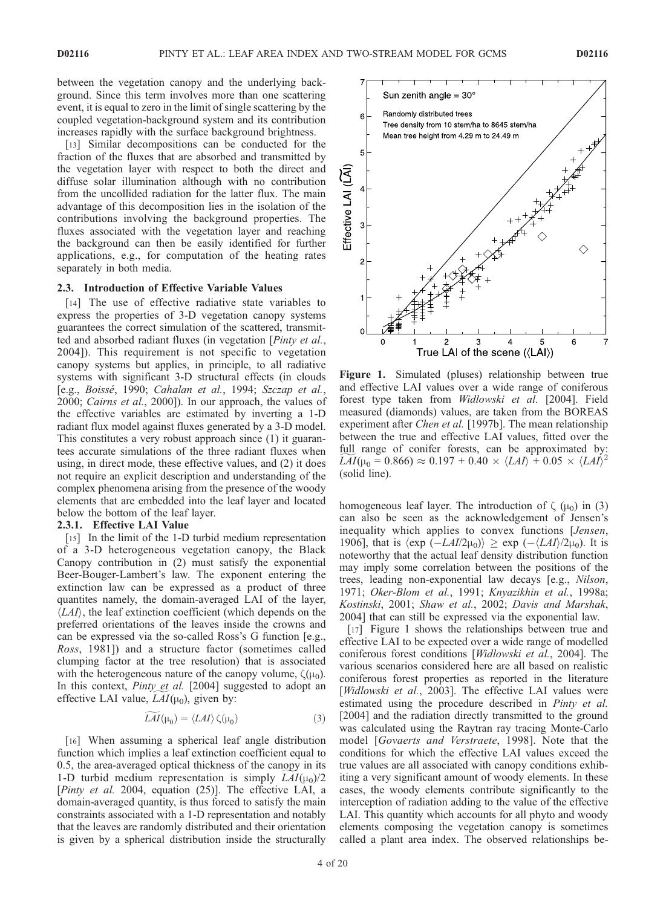between the vegetation canopy and the underlying background. Since this term involves more than one scattering event, it is equal to zero in the limit of single scattering by the coupled vegetation-background system and its contribution increases rapidly with the surface background brightness.

[13] Similar decompositions can be conducted for the fraction of the fluxes that are absorbed and transmitted by the vegetation layer with respect to both the direct and diffuse solar illumination although with no contribution from the uncollided radiation for the latter flux. The main advantage of this decomposition lies in the isolation of the contributions involving the background properties. The fluxes associated with the vegetation layer and reaching the background can then be easily identified for further applications, e.g., for computation of the heating rates separately in both media.

### 2.3. Introduction of Effective Variable Values

[14] The use of effective radiative state variables to express the properties of 3-D vegetation canopy systems guarantees the correct simulation of the scattered, transmitted and absorbed radiant fluxes (in vegetation [*Pinty et al.*, 2004]). This requirement is not specific to vegetation canopy systems but applies, in principle, to all radiative systems with significant 3-D structural effects (in clouds [e.g., *Boissé*, 1990; *Cahalan et al.*, 1994; *Szczap et al.*, 2000; *Cairns et al.*, 2000]). In our approach, the values of the effective variables are estimated by inverting a 1-D radiant flux model against fluxes generated by a 3-D model. This constitutes a very robust approach since (1) it guarantees accurate simulations of the three radiant fluxes when using, in direct mode, these effective values, and (2) it does not require an explicit description and understanding of the complex phenomena arising from the presence of the woody elements that are embedded into the leaf layer and located below the bottom of the leaf layer.

#### 2.3.1. Effective LAI Value

[15] In the limit of the 1-D turbid medium representation of a 3-D heterogeneous vegetation canopy, the Black Canopy contribution in (2) must satisfy the exponential Beer-Bouger-Lambert's law. The exponent entering the extinction law can be expressed as a product of three quantites namely, the domain-averaged LAI of the layer, $\langle LAI \rangle$, the leaf extinction coefficient (which depends on the preferred orientations of the leaves inside the crowns and can be expressed via the so-called Ross's G function [e.g., *Ross*, 1981]) and a structure factor (sometimes called clumping factor at the tree resolution) that is associated with the heterogeneous nature of the canopy volume, $\zeta(\mu_0)$. In this context, *Pinty et al.* [2004] suggested to adopt an effective LAI value, $\widetilde{LAI}(\mu_0)$, given by:

$$\widetilde{LAI}(\mu_0) = \langle LAI \rangle \zeta(\mu_0) \tag{3}$$

[16] When assuming a spherical leaf angle distribution function which implies a leaf extinction coefficient equal to 0.5, the area-averaged optical thickness of the canopy in its 1-D turbid medium representation is simply $\widetilde{LAI}(\mu_0)/2$ [*Pinty et al.* 2004, equation (25)]. The effective LAI, a domain-averaged quantity, is thus forced to satisfy the main constraints associated with a 1-D representation and notably that the leaves are randomly distributed and their orientation is given by a spherical distribution inside the structurally homogeneous leaf layer. The introduction of $\zeta(\mu_0)$ in (3) can also be seen as the acknowledgement of Jensen's inequality which applies to convex functions [*Jensen*, 1906], that is $\langle \exp(-LAI/2\mu_0) \rangle \geq \exp(-\langle LAI \rangle/2\mu_0)$. It is noteworthy that the actual leaf density distribution function may imply some correlation between the positions of the trees, leading non-exponential law decays [e.g., *Nilson*, 1971; *Oker-Blom et al.*, 1991; *Knyazikhin et al.*, 1998a; *Kostinski*, 2001; *Shaw et al.*, 2002; *Davis and Marshak*, 2004] that can still be expressed via the exponential law.

Figure 1. Simulated (pluses) relationship between true and effective LAI values over a wide range of coniferous forest type taken from *Widlowski et al.* [2004]. Field measured (diamonds) values, are taken from the BOREAS experiment after *Chen et al.* [1997b]. The mean relationship between the true and effective LAI values, fitted over the full range of conifer forests, can be approximated by: $\widetilde{LAI}(\mu_0 = 0.866) \approx 0.197 + 0.40 \times \langle LAI \rangle + 0.05 \times \langle LAI \rangle^2$ (solid line).

[17] Figure 1 shows the relationships between true and effective LAI to be expected over a wide range of modelled coniferous forest conditions [*Widlowski et al.*, 2004]. The various scenarios considered here are all based on realistic coniferous forest properties as reported in the literature [*Widlowski et al.*, 2003]. The effective LAI values were estimated using the procedure described in *Pinty et al.* [2004] and the radiation directly transmitted to the ground was calculated using the Raytran ray tracing Monte-Carlo model [*Govaerts and Verstraete*, 1998]. Note that the conditions for which the effective LAI values exceed the true values are all associated with canopy conditions exhibiting a very significant amount of woody elements. In these cases, the woody elements contribute significantly to the interception of radiation adding to the value of the effective LAI. This quantity which accounts for all phyto and woody elements composing the vegetation canopy is sometimes called a plant area index. The observed relationships be-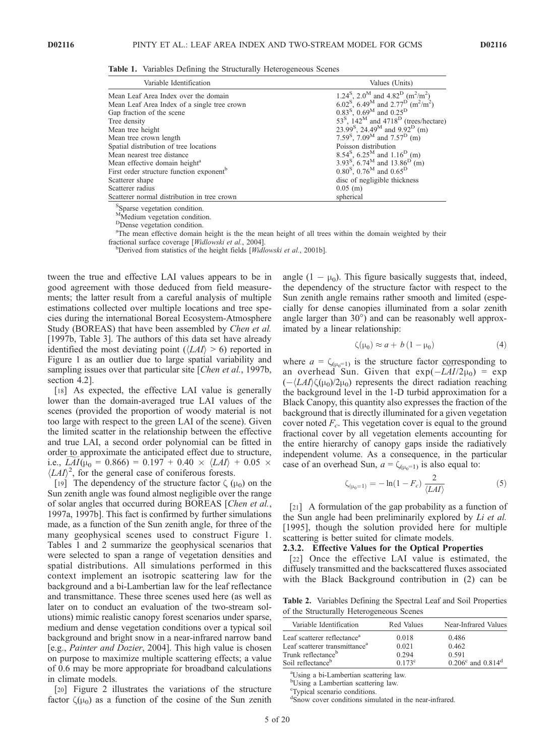**Table 1.** Variables Defining the Structurally Heterogeneous Scenes

| Variable Identification | Values (Units) |
|---|---|
| Mean Leaf Area Index over the domain | $1.24^S$, $2.0^M$ and $4.82^D$ ($m^2/m^2$) |
| Mean Leaf Area Index of a single tree crown | $6.02^S$, $6.49^M$ and $2.77^D$ ($m^2/m^2$) |
| Gap fraction of the scene | $0.83^S$, $0.69^M$ and $0.25^D$ |
| Tree density | $53^S$, $142^M$ and $4718^D$ (trees/hectare) |
| Mean tree height | $23.99^S$, $24.49^M$ and $9.92^D$ (m) |
| Mean tree crown length | $7.59^S$, $7.09^M$ and $7.57^D$ (m) |
| Spatial distribution of tree locations | Poisson distribution |
| Mean nearest tree distance | $8.54^S$, $6.25^M$ and $1.16^D$ (m) |
| Mean effective domain height[a] | $3.93^S$, $6.74^M$ and $13.86^D$ (m) |
| First order structure function exponent[b] | $0.80^S$, $0.76^M$ and $0.65^D$ |
| Scatterer shape | disc of negligible thickness |
| Scatterer radius | 0.05 (m) |
| Scatterer normal distribution in tree crown | spherical |

[S]Sparse vegetation condition.
[M]Medium vegetation condition.
[D]Dense vegetation condition.
[a]The mean effective domain height is the the mean height of all trees within the domain weighted by their fractional surface coverage [*Widlowski et al.*, 2004].
[b]Derived from statistics of the height fields [*Widlowski et al.*, 2001b].

tween the true and effective LAI values appears to be in good agreement with those deduced from field measurements; the latter result from a careful analysis of multiple estimations collected over multiple locations and tree species during the international Boreal Ecosystem-Atmosphere Study (BOREAS) that have been assembled by *Chen et al.* [1997b, Table 3]. The authors of this data set have already identified the most deviating point ($\langle LAI \rangle > 6$) reported in Figure 1 as an outlier due to large spatial variability and sampling issues over that particular site [*Chen et al.*, 1997b, section 4.2].

[18] As expected, the effective LAI value is generally lower than the domain-averaged true LAI values of the scenes (provided the proportion of woody material is not too large with respect to the green LAI of the scene). Given the limited scatter in the relationship between the effective and true LAI, a second order polynomial can be fitted in order to approximate the anticipated effect due to structure, i.e., $\widetilde{LAI}(\mu_0 = 0.866) = 0.197 + 0.40 \times \langle LAI \rangle + 0.05 \times \langle LAI \rangle^2$, for the general case of coniferous forests.

[19] The dependency of the structure factor $\zeta$ ($\mu_0$) on the Sun zenith angle was found almost negligible over the range of solar angles that occurred during BOREAS [*Chen et al.*, 1997a, 1997b]. This fact is confirmed by further simulations made, as a function of the Sun zenith angle, for three of the many geophysical scenes used to construct Figure 1. Tables 1 and 2 summarize the geophysical scenarios that were selected to span a range of vegetation densities and spatial distributions. All simulations performed in this context implement an isotropic scattering law for the background and a bi-Lambertian law for the leaf reflectance and transmittance. These three scenes used here (as well as later on to conduct an evaluation of the two-stream solutions) mimic realistic canopy forest scenarios under sparse, medium and dense vegetation conditions over a typical soil background and bright snow in a near-infrared narrow band [e.g., *Painter and Dozier*, 2004]. This high value is chosen on purpose to maximize multiple scattering effects; a value of 0.6 may be more appropriate for broadband calculations in climate models.

[20] Figure 2 illustrates the variations of the structure factor $\zeta(\mu_0)$ as a function of the cosine of the Sun zenith angle $(1 - \mu_0)$. This figure basically suggests that, indeed, the dependency of the structure factor with respect to the Sun zenith angle remains rather smooth and limited (especially for dense canopies illuminated from a solar zenith angle larger than 30°) and can be reasonably well approximated by a linear relationship:

$$\zeta(\mu_0) \approx a + b\,(1 - \mu_0) \tag{4}$$

where $a = \zeta_{(\mu_0=1)}$ is the structure factor corresponding to an overhead Sun. Given that $\exp(-\widetilde{LAI}/2\mu_0) = \exp(-\langle LAI \rangle \zeta(\mu_0)/2\mu_0)$ represents the direct radiation reaching the background level in the 1-D turbid approximation for a Black Canopy, this quantity also expresses the fraction of the background that is directly illuminated for a given vegetation cover noted $F_c$. This vegetation cover is equal to the ground fractional cover by all vegetation elements accounting for the entire hierarchy of canopy gaps inside the radiatively independent volume. As a consequence, in the particular case of an overhead Sun, $a = \zeta_{(\mu_0=1)}$ is also equal to:

$$\zeta_{(\mu_0=1)} = -\ln(1 - F_c)\,\frac{2}{\langle LAI \rangle} \tag{5}$$

[21] A formulation of the gap probability as a function of the Sun angle had been preliminarily explored by *Li et al.* [1995], though the solution provided here for multiple scattering is better suited for climate models.

#### 2.3.2. Effective Values for the Optical Properties

[22] Once the effective LAI value is estimated, the diffusely transmitted and the backscattered fluxes associated with the Black Background contribution in (2) can be

**Table 2.** Variables Defining the Spectral Leaf and Soil Properties of the Structurally Heterogeneous Scenes

| Variable Identification | Red Values | Near-Infrared Values |
|---|---|---|
| Leaf scatterer reflectance[a] | 0.018 | 0.486 |
| Leaf scatterer transmittance[a] | 0.021 | 0.462 |
| Trunk reflectance[b] | 0.294 | 0.591 |
| Soil reflectance[b] | 0.173[c] | 0.206[c] and 0.814[d] |

[a]Using a bi-Lambertian scattering law.
[b]Using a Lambertian scattering law.
[c]Typical scenario conditions.
[d]Snow cover conditions simulated in the near-infrared.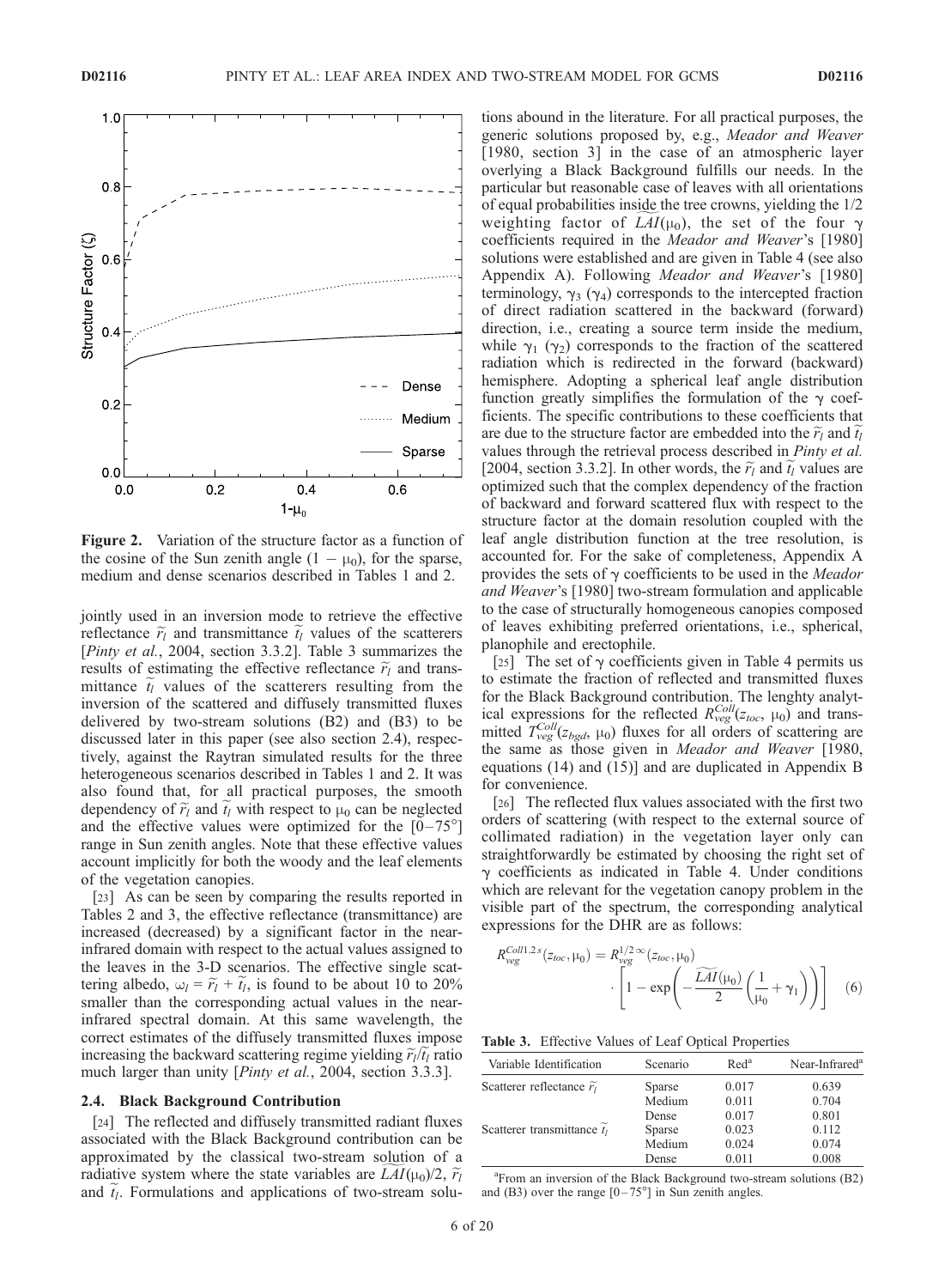**Figure 2.** Variation of the structure factor as a function of the cosine of the Sun zenith angle $(1 - \mu_0)$, for the sparse, medium and dense scenarios described in Tables 1 and 2.

jointly used in an inversion mode to retrieve the effective reflectance $\widetilde{r}_l$ and transmittance $\widetilde{t}_l$ values of the scatterers [*Pinty et al.*, 2004, section 3.3.2]. Table 3 summarizes the results of estimating the effective reflectance $\widetilde{r}_l$ and transmittance $\widetilde{t}_l$ values of the scatterers resulting from the inversion of the scattered and diffusely transmitted fluxes delivered by two-stream solutions (B2) and (B3) to be discussed later in this paper (see also section 2.4), respectively, against the Raytran simulated results for the three heterogeneous scenarios described in Tables 1 and 2. It was also found that, for all practical purposes, the smooth dependency of $\widetilde{r}_l$ and $\widetilde{t}_l$ with respect to $\mu_0$ can be neglected and the effective values were optimized for the [0–75°] range in Sun zenith angles. Note that these effective values account implicitly for both the woody and the leaf elements of the vegetation canopies.

[23] As can be seen by comparing the results reported in Tables 2 and 3, the effective reflectance (transmittance) are increased (decreased) by a significant factor in the near-infrared domain with respect to the actual values assigned to the leaves in the 3-D scenarios. The effective single scattering albedo, $\omega_l = \widetilde{r}_l + \widetilde{t}_l$, is found to be about 10 to 20% smaller than the corresponding actual values in the near-infrared spectral domain. At this same wavelength, the correct estimates of the diffusely transmitted fluxes impose increasing the backward scattering regime yielding $\widetilde{r}_l/\widetilde{t}_l$ ratio much larger than unity [*Pinty et al.*, 2004, section 3.3.3].

### 2.4. Black Background Contribution

[24] The reflected and diffusely transmitted radiant fluxes associated with the Black Background contribution can be approximated by the classical two-stream solution of a radiative system where the state variables are $\widetilde{LAI}(\mu_0)/2$, $\widetilde{r}_l$ and $\widetilde{t}_l$. Formulations and applications of two-stream solutions abound in the literature. For all practical purposes, the generic solutions proposed by, e.g., *Meador and Weaver* [1980, section 3] in the case of an atmospheric layer overlying a Black Background fulfills our needs. In the particular but reasonable case of leaves with all orientations of equal probabilities inside the tree crowns, yielding the 1/2 weighting factor of $\widetilde{LAI}(\mu_0)$, the set of the four $\gamma$ coefficients required in the *Meador and Weaver*'s [1980] solutions were established and are given in Table 4 (see also Appendix A). Following *Meador and Weaver*'s [1980] terminology, $\gamma_3$ ($\gamma_4$) corresponds to the intercepted fraction of direct radiation scattered in the backward (forward) direction, i.e., creating a source term inside the medium, while $\gamma_1$ ($\gamma_2$) corresponds to the fraction of the scattered radiation which is redirected in the forward (backward) hemisphere. Adopting a spherical leaf angle distribution function greatly simplifies the formulation of the $\gamma$ coefficients. The specific contributions to these coefficients that are due to the structure factor are embedded into the $\widetilde{r}_l$ and $\widetilde{t}_l$ values through the retrieval process described in *Pinty et al.* [2004, section 3.3.2]. In other words, the $\widetilde{r}_l$ and $\widetilde{t}_l$ values are optimized such that the complex dependency of the fraction of backward and forward scattered flux with respect to the structure factor at the domain resolution coupled with the leaf angle distribution function at the tree resolution, is accounted for. For the sake of completeness, Appendix A provides the sets of $\gamma$ coefficients to be used in the *Meador and Weaver*'s [1980] two-stream formulation and applicable to the case of structurally homogeneous canopies composed of leaves exhibiting preferred orientations, i.e., spherical, planophile and erectophile.

[25] The set of $\gamma$ coefficients given in Table 4 permits us to estimate the fraction of reflected and transmitted fluxes for the Black Background contribution. The lenghty analytical expressions for the reflected $R_{veg}^{Coll}(z_{toc}, \mu_0)$ and transmitted $T_{veg}^{Coll}(z_{bgd}, \mu_0)$ fluxes for all orders of scattering are the same as those given in *Meador and Weaver* [1980, equations (14) and (15)] and are duplicated in Appendix B for convenience.

[26] The reflected flux values associated with the first two orders of scattering (with respect to the external source of collimated radiation) in the vegetation layer only can straightforwardly be estimated by choosing the right set of $\gamma$ coefficients as indicated in Table 4. Under conditions which are relevant for the vegetation canopy problem in the visible part of the spectrum, the corresponding analytical expressions for the DHR are as follows:

$$R_{veg}^{Coll1,2s}(z_{toc}, \mu_0) = R_{veg}^{1/2\infty}(z_{toc}, \mu_0) \cdot \left[1 - \exp\left(-\frac{\widetilde{LAI}(\mu_0)}{2}\left(\frac{1}{\mu_0} + \gamma_1\right)\right)\right] \quad (6)$$

**Table 3.** Effective Values of Leaf Optical Properties

| Variable Identification | Scenario | Red[a] | Near-Infrared[a] |
|---|---|---|---|
| Scatterer reflectance $\widetilde{r}_l$ | Sparse | 0.017 | 0.639 |
| | Medium | 0.011 | 0.704 |
| | Dense | 0.017 | 0.801 |
| Scatterer transmittance $\widetilde{t}_l$ | Sparse | 0.023 | 0.112 |
| | Medium | 0.024 | 0.074 |
| | Dense | 0.011 | 0.008 |

[a]From an inversion of the Black Background two-stream solutions (B2) and (B3) over the range [0–75°] in Sun zenith angles.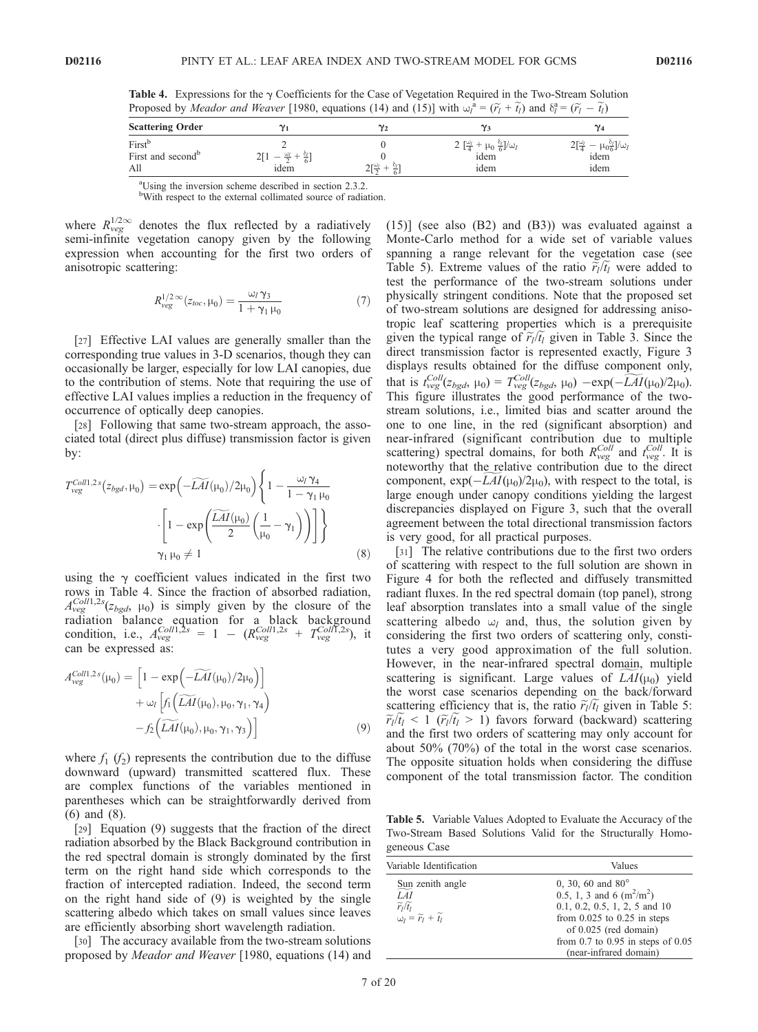**Table 4.** Expressions for the $\gamma$ Coefficients for the Case of Vegetation Required in the Two-Stream Solution Proposed by *Meador and Weaver* [1980, equations (14) and (15)] with $\omega_l^a = (\widetilde{r}_l + \widetilde{t}_l)$ and $\delta_l^a = (\widetilde{r}_l - \widetilde{t}_l)$

| Scattering Order | $\gamma_1$ | $\gamma_2$ | $\gamma_3$ | $\gamma_4$ |
|---|---|---|---|---|
| First[b] | 2 | 0 | $2\,[\frac{\omega_l}{4} + \mu_0\,\frac{\delta_l}{6}]/\omega_l$ | $2[\frac{\omega_l}{4} - \mu_0\frac{\delta_l}{6}]/\omega_l$ |
| First and second[b] | $2[1 - \frac{\omega_l}{2} + \frac{\delta_l}{6}]$ | 0 | idem | idem |
| All | idem | $2[\frac{\omega_l}{2} + \frac{\delta_l}{6}]$ | idem | idem |

[a]Using the inversion scheme described in section 2.3.2.
[b]With respect to the external collimated source of radiation.

where $R_{veg}^{1/2\infty}$ denotes the flux reflected by a radiatively semi-infinite vegetation canopy given by the following expression when accounting for the first two orders of anisotropic scattering:

$$R_{veg}^{1/2\infty}(z_{toc}, \mu_0) = \frac{\omega_l\,\gamma_3}{1 + \gamma_1\,\mu_0} \tag{7}$$

[27] Effective LAI values are generally smaller than the corresponding true values in 3-D scenarios, though they can occasionally be larger, especially for low LAI canopies, due to the contribution of stems. Note that requiring the use of effective LAI values implies a reduction in the frequency of occurrence of optically deep canopies.

[28] Following that same two-stream approach, the associated total (direct plus diffuse) transmission factor is given by:

$$T_{veg}^{Coll1,2s}(z_{bgd}, \mu_0) = \exp\left(-\widetilde{LAI}(\mu_0)/2\mu_0\right)\left\{1 - \frac{\omega_l\,\gamma_4}{1 - \gamma_1\,\mu_0} \cdot \left[1 - \exp\left(\frac{\widetilde{LAI}(\mu_0)}{2}\left(\frac{1}{\mu_0} - \gamma_1\right)\right)\right]\right\} \quad \gamma_1\,\mu_0 \neq 1 \tag{8}$$

using the $\gamma$ coefficient values indicated in the first two rows in Table 4. Since the fraction of absorbed radiation, $A_{veg}^{Coll1,2s}(z_{bgd}, \mu_0)$ is simply given by the closure of the radiation balance equation for a black background condition, i.e., $A_{veg}^{Coll1,2s} = 1 - (R_{veg}^{Coll1,2s} + T_{veg}^{Coll1,2s})$, it can be expressed as:

$$A_{veg}^{Coll1,2s}(\mu_0) = \left[1 - \exp\left(-\widetilde{LAI}(\mu_0)/2\mu_0\right)\right] + \omega_l\left[f_1\left(\widetilde{LAI}(\mu_0), \mu_0, \gamma_1, \gamma_4\right) - f_2\left(\widetilde{LAI}(\mu_0), \mu_0, \gamma_1, \gamma_3\right)\right] \tag{9}$$

where $f_1$ ($f_2$) represents the contribution due to the diffuse downward (upward) transmitted scattered flux. These are complex functions of the variables mentioned in parentheses which can be straightforwardly derived from (6) and (8).

[29] Equation (9) suggests that the fraction of the direct radiation absorbed by the Black Background contribution in the red spectral domain is strongly dominated by the first term on the right hand side which corresponds to the fraction of intercepted radiation. Indeed, the second term on the right hand side of (9) is weighted by the single scattering albedo which takes on small values since leaves are efficiently absorbing short wavelength radiation.

[30] The accuracy available from the two-stream solutions proposed by *Meador and Weaver* [1980, equations (14) and (15)] (see also (B2) and (B3)) was evaluated against a Monte-Carlo method for a wide set of variable values spanning a range relevant for the vegetation case (see Table 5). Extreme values of the ratio $\widetilde{r}_l/\widetilde{t}_l$ were added to test the performance of the two-stream solutions under physically stringent conditions. Note that the proposed set of two-stream solutions are designed for addressing anisotropic leaf scattering properties which is a prerequisite given the typical range of $\widetilde{r}_l/\widetilde{t}_l$ given in Table 3. Since the direct transmission factor is represented exactly, Figure 3 displays results obtained for the diffuse component only, that is $t_{veg}^{Coll}(z_{bgd}, \mu_0) = T_{veg}^{Coll}(z_{bgd}, \mu_0) - \exp(-\widetilde{LAI}(\mu_0)/2\mu_0)$. This figure illustrates the good performance of the two-stream solutions, i.e., limited bias and scatter around the one to one line, in the red (significant absorption) and near-infrared (significant contribution due to multiple scattering) spectral domains, for both $R_{veg}^{Coll}$ and $t_{veg}^{Coll}$. It is noteworthy that the relative contribution due to the direct component, $\exp(-\widetilde{LAI}(\mu_0)/2\mu_0)$, with respect to the total, is large enough under canopy conditions yielding the largest discrepancies displayed on Figure 3, such that the overall agreement between the total directional transmission factors is very good, for all practical purposes.

[31] The relative contributions due to the first two orders of scattering with respect to the full solution are shown in Figure 4 for both the reflected and diffusely transmitted radiant fluxes. In the red spectral domain (top panel), strong leaf absorption translates into a small value of the single scattering albedo $\omega_l$ and, thus, the solution given by considering the first two orders of scattering only, constitutes a very good approximation of the full solution. However, in the near-infrared spectral domain, multiple scattering is significant. Large values of $\widetilde{LAI}(\mu_0)$ yield the worst case scenarios depending on the back/forward scattering efficiency that is, the ratio $\widetilde{r}_l/\widetilde{t}_l$ given in Table 5: $\widetilde{r}_l/\widetilde{t}_l < 1$ ($\widetilde{r}_l/\widetilde{t}_l > 1$) favors forward (backward) scattering and the first two orders of scattering may only account for about 50% (70%) of the total in the worst case scenarios. The opposite situation holds when considering the diffuse component of the total transmission factor. The condition

**Table 5.** Variable Values Adopted to Evaluate the Accuracy of the Two-Stream Based Solutions Valid for the Structurally Homogeneous Case

| Variable Identification | Values |
|---|---|
| Sun zenith angle | 0, 30, 60 and 80° |
| $\widetilde{LAI}$ | 0.5, 1, 3 and 6 ($m^2/m^2$) |
| $\widetilde{r}_l/\widetilde{t}_l$ | 0.1, 0.2, 0.5, 1, 2, 5 and 10 |
| $\omega_l = \widetilde{r}_l + \widetilde{t}_l$ | from 0.025 to 0.25 in steps of 0.025 (red domain) |
| | from 0.7 to 0.95 in steps of 0.05 (near-infrared domain) |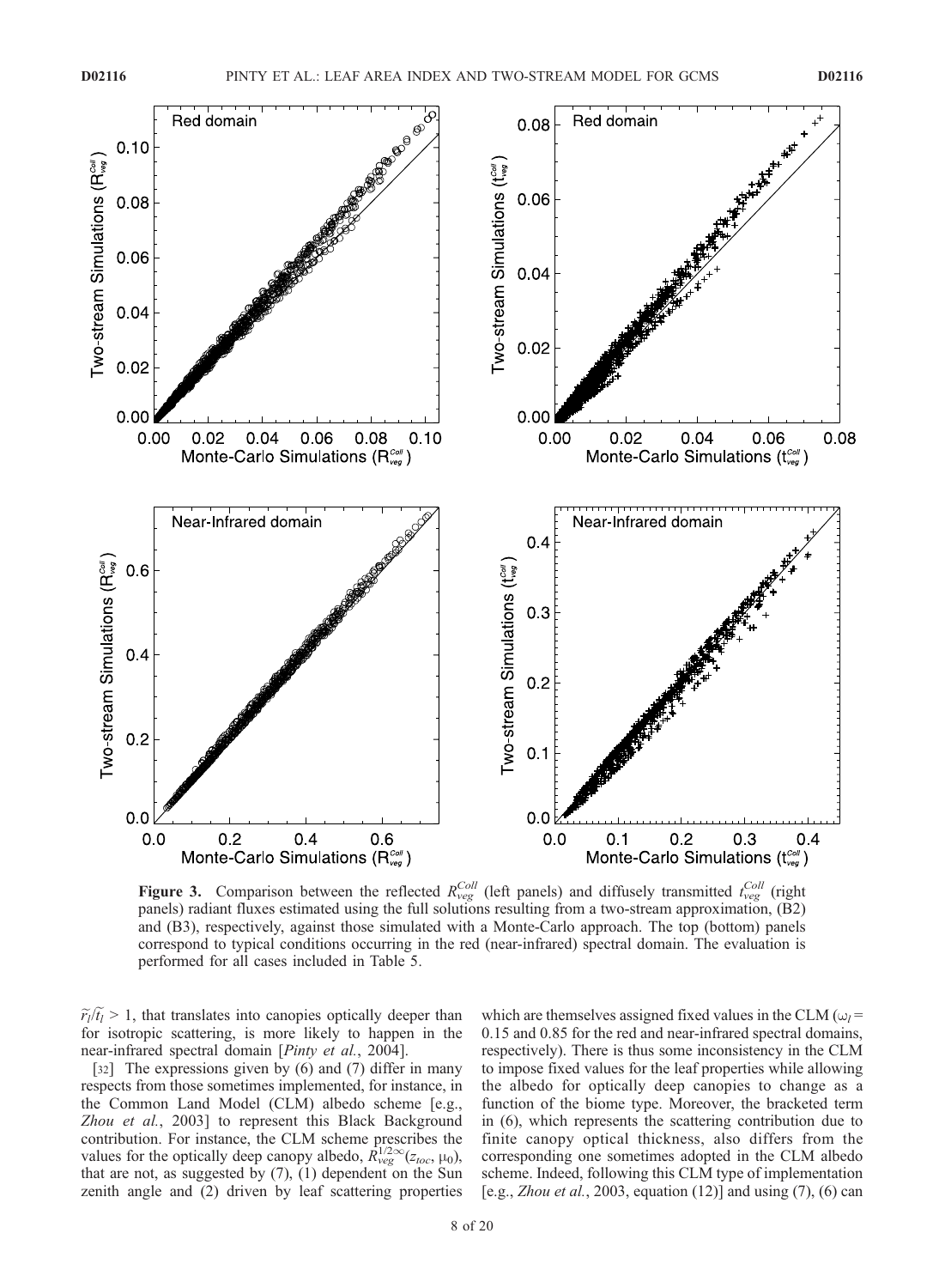**Figure 3.** Comparison between the reflected $R_{veg}^{Coll}$ (left panels) and diffusely transmitted $t_{veg}^{Coll}$ (right panels) radiant fluxes estimated using the full solutions resulting from a two-stream approximation, (B2) and (B3), respectively, against those simulated with a Monte-Carlo approach. The top (bottom) panels correspond to typical conditions occurring in the red (near-infrared) spectral domain. The evaluation is performed for all cases included in Table 5.

$\tilde{r}_l/\tilde{t}_l > 1$, that translates into canopies optically deeper than for isotropic scattering, is more likely to happen in the near-infrared spectral domain [*Pinty et al.*, 2004].

[32] The expressions given by (6) and (7) differ in many respects from those sometimes implemented, for instance, in the Common Land Model (CLM) albedo scheme [e.g., *Zhou et al.*, 2003] to represent this Black Background contribution. For instance, the CLM scheme prescribes the values for the optically deep canopy albedo, $R_{veg}^{1/2\infty}(z_{toc}, \mu_0)$, that are not, as suggested by (7), (1) dependent on the Sun zenith angle and (2) driven by leaf scattering properties which are themselves assigned fixed values in the CLM ($\omega_l$ = 0.15 and 0.85 for the red and near-infrared spectral domains, respectively). There is thus some inconsistency in the CLM to impose fixed values for the leaf properties while allowing the albedo for optically deep canopies to change as a function of the biome type. Moreover, the bracketed term in (6), which represents the scattering contribution due to finite canopy optical thickness, also differs from the corresponding one sometimes adopted in the CLM albedo scheme. Indeed, following this CLM type of implementation [e.g., *Zhou et al.*, 2003, equation (12)] and using (7), (6) can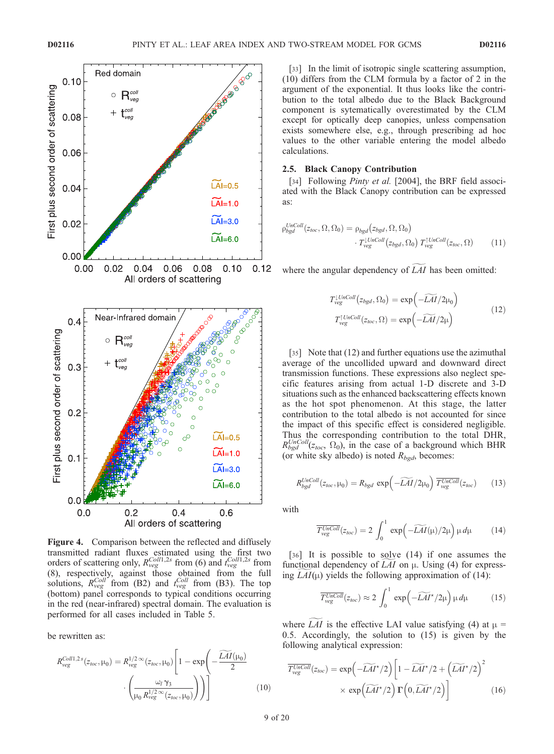Figure 4. Comparison between the reflected and diffusely transmitted radiant fluxes estimated using the first two orders of scattering only, $R_{veg}^{Coll1,2s}$ from (6) and $t_{veg}^{Coll1,2s}$ from (8), respectively, against those obtained from the full solutions, $R_{veg}^{Coll}$ from (B2) and $t_{veg}^{Coll}$ from (B3). The top (bottom) panel corresponds to typical conditions occurring in the red (near-infrared) spectral domain. The evaluation is performed for all cases included in Table 5.

be rewritten as:

$$R_{veg}^{Coll1,2s}(z_{toc}, \mu_0) = R_{veg}^{1/2\,\infty}(z_{toc}, \mu_0)\left[1 - \exp\left(-\frac{\widetilde{LAI}(\mu_0)}{2} \cdot \left(\frac{\omega_l\,\gamma_3}{\mu_0\, R_{veg}^{1/2\,\infty}(z_{toc}, \mu_0)}\right)\right)\right] \tag{10}$$

[33] In the limit of isotropic single scattering assumption, (10) differs from the CLM formula by a factor of 2 in the argument of the exponential. It thus looks like the contribution to the total albedo due to the Black Background component is sytematically overestimated by the CLM except for optically deep canopies, unless compensation exists somewhere else, e.g., through prescribing ad hoc values to the other variable entering the model albedo calculations.

### 2.5. Black Canopy Contribution

[34] Following *Pinty et al.* [2004], the BRF field associated with the Black Canopy contribution can be expressed as:

$$\rho_{bgd}^{UnColl}(z_{toc}, \Omega, \Omega_0) = \rho_{bgd}(z_{bgd}, \Omega, \Omega_0) \cdot T_{veg}^{\downarrow UnColl}(z_{bgd}, \Omega_0)\; T_{veg}^{\uparrow UnColl}(z_{toc}, \Omega) \tag{11}$$

where the angular dependency of $\widetilde{LAI}$ has been omitted:

$$\begin{aligned} T_{veg}^{\downarrow UnColl}(z_{bgd}, \Omega_0) &= \exp\left(-\widetilde{LAI}/2\mu_0\right) \\ T_{veg}^{\uparrow UnColl}(z_{toc}, \Omega) &= \exp\left(-\widetilde{LAI}/2\mu\right) \end{aligned} \tag{12}$$

[35] Note that (12) and further equations use the azimuthal average of the uncollided upward and downward direct transmission functions. These expressions also neglect specific features arising from actual 1-D discrete and 3-D situations such as the enhanced backscattering effects known as the hot spot phenomenon. At this stage, the latter contribution to the total albedo is not accounted for since the impact of this specific effect is considered negligible. Thus the corresponding contribution to the total DHR, $R_{bgd}^{UnColl}(z_{toc}, \Omega_0)$, in the case of a background which BHR (or white sky albedo) is noted $R_{bgd}$, becomes:

$$R_{bgd}^{UnColl}(z_{toc}, \mu_0) = R_{bgd}\, \exp\left(-\widetilde{LAI}/2\mu_0\right)\, \overline{T_{veg}^{UnColl}}(z_{toc}) \tag{13}$$

with

$$\overline{T_{veg}^{UnColl}}(z_{toc}) = 2\int_0^1 \exp\left(-\widetilde{LAI}(\mu)/2\mu\right)\mu\, d\mu \tag{14}$$

[36] It is possible to solve (14) if one assumes the functional dependency of $\widetilde{LAI}$ on $\mu$. Using (4) for expressing $\widetilde{LAI}(\mu)$ yields the following approximation of (14):

$$\overline{T_{veg}^{UnColl}}(z_{toc}) \approx 2\int_0^1 \exp\left(-\widetilde{LAI}^{\star}/2\mu\right)\mu\, d\mu \tag{15}$$

where $\widetilde{LAI}$ is the effective LAI value satisfying (4) at $\mu = 0.5$. Accordingly, the solution to (15) is given by the following analytical expression:

$$\overline{T_{veg}^{UnColl}}(z_{toc}) = \exp\left(-\widetilde{LAI}^{\star}/2\right)\left[1 - \widetilde{LAI}^{\star}/2 + \left(\widetilde{LAI}^{\star}/2\right)^2 \times \exp\left(\widetilde{LAI}^{\star}/2\right)\Gamma\left(0, \widetilde{LAI}^{\star}/2\right)\right] \tag{16}$$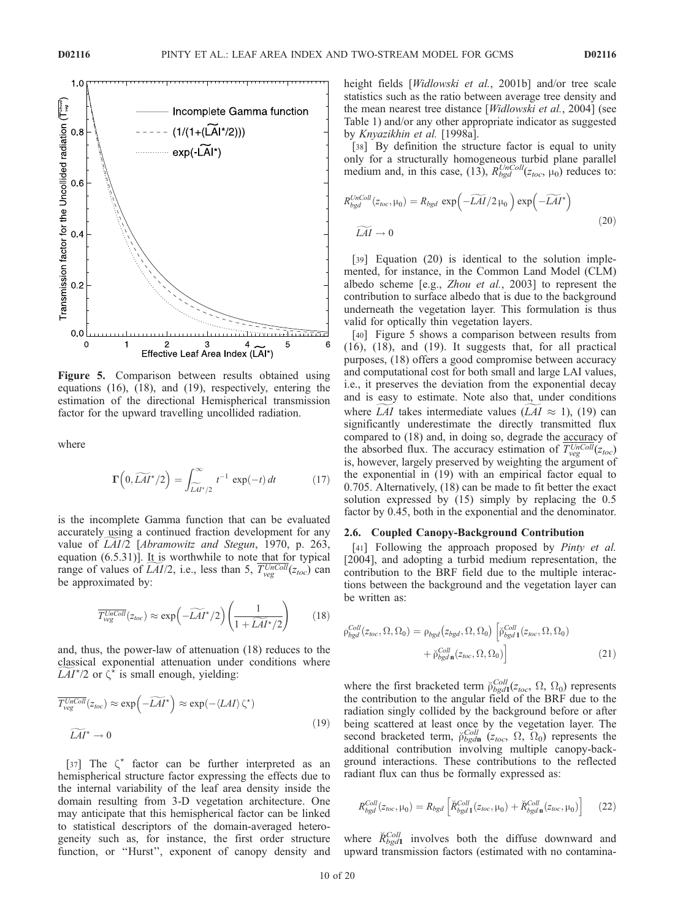**Figure 5.** Comparison between results obtained using equations (16), (18), and (19), respectively, entering the estimation of the directional Hemispherical transmission factor for the upward travelling uncollided radiation.

where

$$\Gamma\left(0, \widetilde{LAI}^{\star}/2\right) = \int_{\widetilde{LAI}^{\star}/2}^{\infty} t^{-1} \exp(-t)\, dt \qquad (17)$$

is the incomplete Gamma function that can be evaluated accurately using a continued fraction development for any value of $\widetilde{LAI}/2$ [*Abramowitz and Stegun*, 1970, p. 263, equation (6.5.31)]. It is worthwhile to note that for typical range of values of $\widetilde{LAI}/2$, i.e., less than 5, $\overline{T_{veg}^{UnColl}}(z_{toc})$ can be approximated by:

$$\overline{T_{veg}^{UnColl}}(z_{toc}) \approx \exp\left(-\widetilde{LAI}^{\star}/2\right)\left(\frac{1}{1+\widetilde{LAI}^{\star}/2}\right) \qquad (18)$$

and, thus, the power-law of attenuation (18) reduces to the classical exponential attenuation under conditions where $\widetilde{LAI}^{\star}/2$ or $\zeta^{\star}$ is small enough, yielding:

$$\overline{T_{veg}^{UnColl}}(z_{toc}) \approx \exp\left(-\widetilde{LAI}^{\star}\right) \approx \exp(-\langle LAI\rangle\, \zeta^{\star}) \qquad \widetilde{LAI}^{\star} \to 0 \qquad (19)$$

[37] The $\zeta^{\star}$ factor can be further interpreted as an hemispherical structure factor expressing the effects due to the internal variability of the leaf area density inside the domain resulting from 3-D vegetation architecture. One may anticipate that this hemispherical factor can be linked to statistical descriptors of the domain-averaged heterogeneity such as, for instance, the first order structure function, or "Hurst", exponent of canopy density and height fields [*Widlowski et al.*, 2001b] and/or tree scale statistics such as the ratio between average tree density and the mean nearest tree distance [*Widlowski et al.*, 2004] (see Table 1) and/or any other appropriate indicator as suggested by *Knyazikhin et al.* [1998a].

[38] By definition the structure factor is equal to unity only for a structurally homogeneous turbid plane parallel medium and, in this case, (13), $R_{bgd}^{UnColl}(z_{toc}, \mu_0)$ reduces to:

$$R_{bgd}^{UnColl}(z_{toc}, \mu_0) = R_{bgd}\, \exp\left(-\widetilde{LAI}/2\,\mu_0\right) \exp\left(-\widetilde{LAI}^{\star}\right) \qquad \widetilde{LAI} \to 0 \qquad (20)$$

[39] Equation (20) is identical to the solution implemented, for instance, in the Common Land Model (CLM) albedo scheme [e.g., *Zhou et al.*, 2003] to represent the contribution to surface albedo that is due to the background underneath the vegetation layer. This formulation is thus valid for optically thin vegetation layers.

[40] Figure 5 shows a comparison between results from (16), (18), and (19). It suggests that, for all practical purposes, (18) offers a good compromise between accuracy and computational cost for both small and large LAI values, i.e., it preserves the deviation from the exponential decay and is easy to estimate. Note also that, under conditions where $\widetilde{LAI}$ takes intermediate values ($\widetilde{LAI} \approx 1$), (19) can significantly underestimate the directly transmitted flux compared to (18) and, in doing so, degrade the accuracy of the absorbed flux. The accuracy estimation of $\overline{T_{veg}^{UnColl}}(z_{toc})$ is, however, largely preserved by weighting the argument of the exponential in (19) with an empirical factor equal to 0.705. Alternatively, (18) can be made to fit better the exact solution expressed by (15) simply by replacing the 0.5 factor by 0.45, both in the exponential and the denominator.

## 2.6. Coupled Canopy-Background Contribution

[41] Following the approach proposed by *Pinty et al.* [2004], and adopting a turbid medium representation, the contribution to the BRF field due to the multiple interactions between the background and the vegetation layer can be written as:

$$\rho_{bgd}^{Coll}(z_{toc}, \Omega, \Omega_0) = \rho_{bgd}(z_{bgd}, \Omega, \Omega_0)\left[\breve{\rho}_{bgd\,\mathbf{1}}^{Coll}(z_{toc}, \Omega, \Omega_0) + \breve{\rho}_{bgd\,\mathbf{n}}^{Coll}(z_{toc}, \Omega, \Omega_0)\right] \qquad (21)$$

where the first bracketed term $\breve{\rho}_{bgd\mathbf{1}}^{Coll}(z_{toc}, \Omega, \Omega_0)$ represents the contribution to the angular field of the BRF due to the radiation singly collided by the background before or after being scattered at least once by the vegetation layer. The second bracketed term, $\breve{\rho}_{bgd\mathbf{n}}^{Coll}(z_{toc}, \Omega, \Omega_0)$ represents the additional contribution involving multiple canopy-background interactions. These contributions to the reflected radiant flux can thus be formally expressed as:

$$R_{bgd}^{Coll}(z_{toc}, \mu_0) = R_{bgd}\left[\breve{R}_{bgd\,\mathbf{1}}^{Coll}(z_{toc}, \mu_0) + \breve{R}_{bgd\,\mathbf{n}}^{Coll}(z_{toc}, \mu_0)\right] \qquad (22)$$

where $\breve{R}_{bgd\mathbf{1}}^{Coll}$ involves both the diffuse downward and upward transmission factors (estimated with no contamina-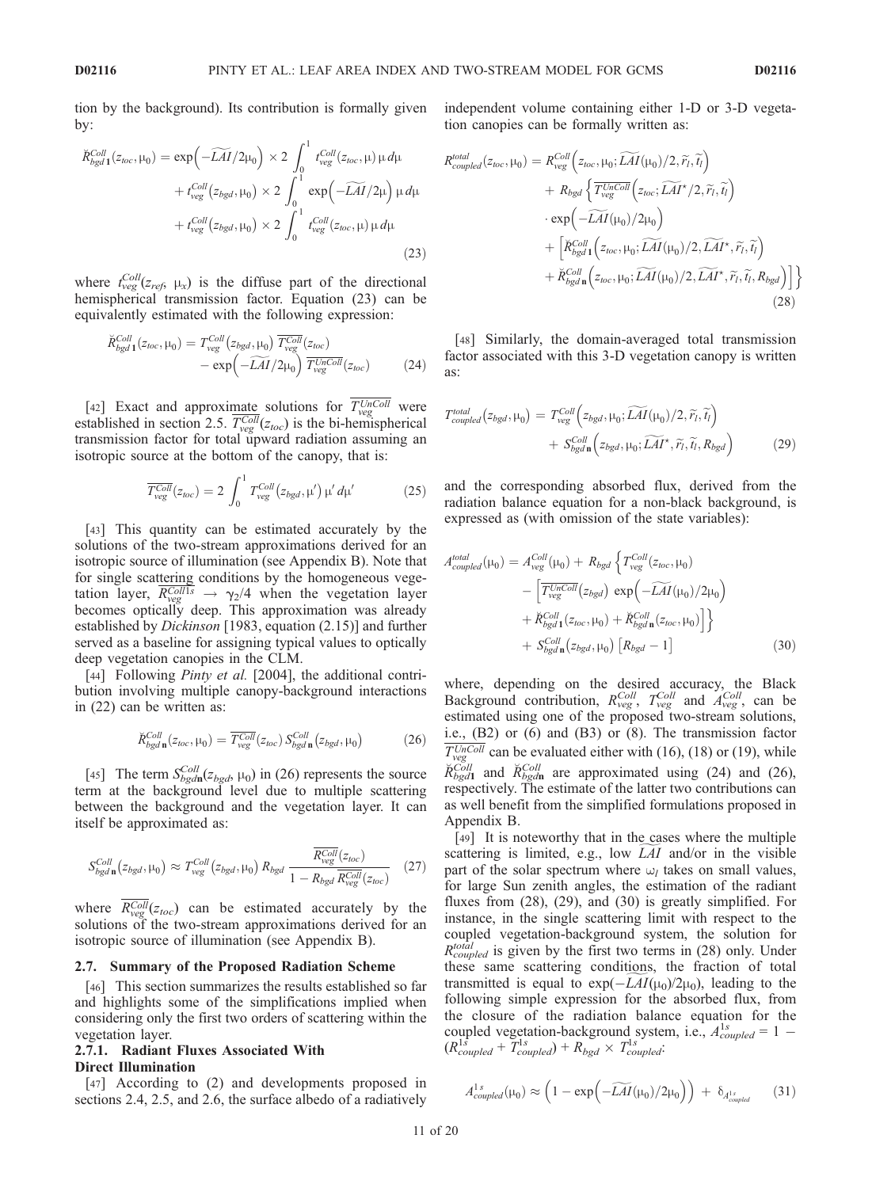tion by the background). Its contribution is formally given by:

$$
\begin{aligned}
\breve{R}^{Coll}_{bgd\,\mathbf{1}}(z_{toc},\mu_0) = {} & \exp\left(-\widetilde{LAI}/2\mu_0\right) \times 2\int_0^1 t^{Coll}_{veg}(z_{toc},\mu)\,\mu\,d\mu \\
& + t^{Coll}_{veg}(z_{bgd},\mu_0) \times 2\int_0^1 \exp\left(-\widetilde{LAI}/2\mu\right)\mu\,d\mu \\
& + t^{Coll}_{veg}(z_{bgd},\mu_0) \times 2\int_0^1 t^{Coll}_{veg}(z_{toc},\mu)\,\mu\,d\mu
\end{aligned}
\tag{23}
$$

where $t^{Coll}_{veg}(z_{ref}, \mu_x)$ is the diffuse part of the directional hemispherical transmission factor. Equation (23) can be equivalently estimated with the following expression:

$$
\breve{R}^{Coll}_{bgd\,\mathbf{1}}(z_{toc},\mu_0) = T^{Coll}_{veg}(z_{bgd},\mu_0)\,\overline{T^{Coll}_{veg}}(z_{toc}) - \exp\left(-\widetilde{LAI}/2\mu_0\right)\overline{T^{UnColl}_{veg}}(z_{toc}) \tag{24}
$$

[42] Exact and approximate solutions for $\overline{T^{UnColl}_{veg}}$ were established in section 2.5. $\overline{T^{Coll}_{veg}}(z_{toc})$ is the bi-hemispherical transmission factor for total upward radiation assuming an isotropic source at the bottom of the canopy, that is:

$$
\overline{T^{Coll}_{veg}}(z_{toc}) = 2\int_0^1 T^{Coll}_{veg}(z_{bgd},\mu')\,\mu'\,d\mu' \tag{25}
$$

[43] This quantity can be estimated accurately by the solutions of the two-stream approximations derived for an isotropic source of illumination (see Appendix B). Note that for single scattering conditions by the homogeneous vegetation layer, $\overline{R^{Coll1s}_{veg}} \rightarrow \gamma_2/4$ when the vegetation layer becomes optically deep. This approximation was already established by *Dickinson* [1983, equation (2.15)] and further served as a baseline for assigning typical values to optically deep vegetation canopies in the CLM.

[44] Following *Pinty et al.* [2004], the additional contribution involving multiple canopy-background interactions in (22) can be written as:

$$
\breve{R}^{Coll}_{bgd\,\mathbf{n}}(z_{toc},\mu_0) = \overline{T^{Coll}_{veg}}(z_{toc})\,S^{Coll}_{bgd\,\mathbf{n}}(z_{bgd},\mu_0) \tag{26}
$$

[45] The term $S^{Coll}_{bgd\mathbf{n}}(z_{bgd}, \mu_0)$ in (26) represents the source term at the background level due to multiple scattering between the background and the vegetation layer. It can itself be approximated as:

$$
S^{Coll}_{bgd\,\mathbf{n}}(z_{bgd},\mu_0) \approx T^{Coll}_{veg}(z_{bgd},\mu_0)\,R_{bgd}\,\frac{\overline{R^{Coll}_{veg}}(z_{toc})}{1 - R_{bgd}\,\overline{R^{Coll}_{veg}}(z_{toc})} \tag{27}
$$

where $\overline{R^{Coll}_{veg}}(z_{toc})$ can be estimated accurately by the solutions of the two-stream approximations derived for an isotropic source of illumination (see Appendix B).

### 2.7. Summary of the Proposed Radiation Scheme

[46] This section summarizes the results established so far and highlights some of the simplifications implied when considering only the first two orders of scattering within the vegetation layer.

#### 2.7.1. Radiant Fluxes Associated With Direct Illumination

[47] According to (2) and developments proposed in sections 2.4, 2.5, and 2.6, the surface albedo of a radiatively independent volume containing either 1-D or 3-D vegetation canopies can be formally written as:

$$
\begin{aligned}
R^{total}_{coupled}(z_{toc},\mu_0) = {} & R^{Coll}_{veg}\left(z_{toc},\mu_0;\widetilde{LAI}(\mu_0)/2,\widetilde{r_l},\widetilde{t_l}\right) \\
& + R_{bgd}\left\{\overline{T^{UnColl}_{veg}}\left(z_{toc};\widetilde{LAI^{\star}}/2,\widetilde{r_l},\widetilde{t_l}\right)\right. \\
& \cdot \exp\left(-\widetilde{LAI}(\mu_0)/2\mu_0\right) \\
& + \left[\breve{R}^{Coll}_{bgd\,\mathbf{1}}\left(z_{toc},\mu_0;\widetilde{LAI}(\mu_0)/2,\widetilde{LAI^{\star}},\widetilde{r_l},\widetilde{t_l}\right)\right. \\
& \left.\left. + \breve{R}^{Coll}_{bgd\,\mathbf{n}}\left(z_{toc},\mu_0;\widetilde{LAI}(\mu_0)/2,\widetilde{LAI^{\star}},\widetilde{r_l},\widetilde{t_l},R_{bgd}\right)\right]\right\}
\end{aligned}
\tag{28}
$$

[48] Similarly, the domain-averaged total transmission factor associated with this 3-D vegetation canopy is written as:

$$
\begin{aligned}
T^{total}_{coupled}(z_{bgd},\mu_0) = {} & T^{Coll}_{veg}\left(z_{bgd},\mu_0;\widetilde{LAI}(\mu_0)/2,\widetilde{r_l},\widetilde{t_l}\right) \\
& + S^{Coll}_{bgd\,\mathbf{n}}\left(z_{bgd},\mu_0;\widetilde{LAI^{\star}},\widetilde{r_l},\widetilde{t_l},R_{bgd}\right)
\end{aligned}
\tag{29}
$$

and the corresponding absorbed flux, derived from the radiation balance equation for a non-black background, is expressed as (with omission of the state variables):

$$
\begin{aligned}
A^{total}_{coupled}(\mu_0) = {} & A^{Coll}_{veg}(\mu_0) + R_{bgd}\left\{T^{Coll}_{veg}(z_{toc},\mu_0)\right. \\
& - \left[\overline{T^{UnColl}_{veg}}(z_{bgd})\,\exp\left(-\widetilde{LAI}(\mu_0)/2\mu_0\right)\right. \\
& \left.\left. + \breve{R}^{Coll}_{bgd\,\mathbf{1}}(z_{toc},\mu_0) + \breve{R}^{Coll}_{bgd\,\mathbf{n}}(z_{toc},\mu_0)\right]\right\} \\
& + S^{Coll}_{bgd\,\mathbf{n}}(z_{bgd},\mu_0)\left[R_{bgd} - 1\right]
\end{aligned}
\tag{30}
$$

where, depending on the desired accuracy, the Black Background contribution, $R^{Coll}_{veg}$, $T^{Coll}_{veg}$ and $A^{Coll}_{veg}$, can be estimated using one of the proposed two-stream solutions, i.e., (B2) or (6) and (B3) or (8). The transmission factor $\overline{T^{UnColl}_{veg}}$ can be evaluated either with (16), (18) or (19), while $\breve{R}^{Coll}_{bgd\mathbf{1}}$ and $\breve{R}^{Coll}_{bgd\mathbf{n}}$ are approximated using (24) and (26), respectively. The estimate of the latter two contributions can as well benefit from the simplified formulations proposed in Appendix B.

[49] It is noteworthy that in the cases where the multiple scattering is limited, e.g., low $\widetilde{LAI}$ and/or in the visible part of the solar spectrum where $\omega_l$ takes on small values, for large Sun zenith angles, the estimation of the radiant fluxes from (28), (29), and (30) is greatly simplified. For instance, in the single scattering limit with respect to the coupled vegetation-background system, the solution for $R^{total}_{coupled}$ is given by the first two terms in (28) only. Under these same scattering conditions, the fraction of total transmitted is equal to $\exp(-\widetilde{LAI}(\mu_0)/2\mu_0)$, leading to the following simple expression for the absorbed flux, from the closure of the radiation balance equation for the coupled vegetation-background system, i.e., $A^{1s}_{coupled} = 1 - (R^{1s}_{coupled} + T^{1s}_{coupled}) + R_{bgd} \times T^{1s}_{coupled}$:

$$
A^{1s}_{coupled}(\mu_0) \approx \left(1 - \exp\left(-\widetilde{LAI}(\mu_0)/2\mu_0\right)\right) + \delta_{A^{1s}_{coupled}} \tag{31}
$$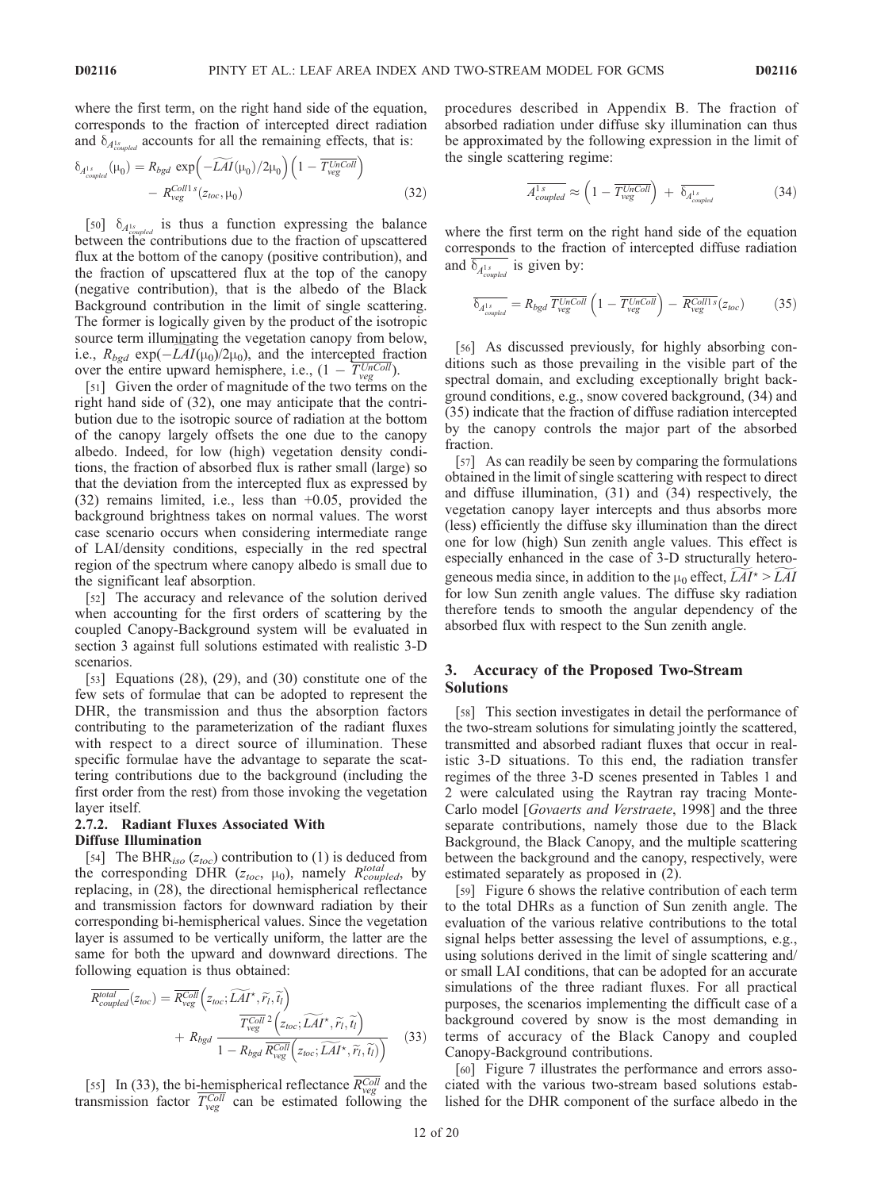where the first term, on the right hand side of the equation, corresponds to the fraction of intercepted direct radiation and $\delta_{A^{1s}_{coupled}}$ accounts for all the remaining effects, that is:

$$\delta_{A^{1s}_{coupled}}(\mu_0) = R_{bgd}\, \exp\left(-\widetilde{LAI}(\mu_0)/2\mu_0\right)\left(1 - \overline{T^{UnColl}_{veg}}\right) - R^{Coll\,1s}_{veg}(z_{toc}, \mu_0) \quad (32)$$

[50] $\delta_{A^{1s}_{coupled}}$ is thus a function expressing the balance between the contributions due to the fraction of upscattered flux at the bottom of the canopy (positive contribution), and the fraction of upscattered flux at the top of the canopy (negative contribution), that is the albedo of the Black Background contribution in the limit of single scattering. The former is logically given by the product of the isotropic source term illuminating the vegetation canopy from below, i.e., $R_{bgd}\, \exp(-\widetilde{LAI}(\mu_0)/2\mu_0)$, and the intercepted fraction over the entire upward hemisphere, i.e., $(1 - \overline{T^{UnColl}_{veg}})$.

[51] Given the order of magnitude of the two terms on the right hand side of (32), one may anticipate that the contribution due to the isotropic source of radiation at the bottom of the canopy largely offsets the one due to the canopy albedo. Indeed, for low (high) vegetation density conditions, the fraction of absorbed flux is rather small (large) so that the deviation from the intercepted flux as expressed by (32) remains limited, i.e., less than +0.05, provided the background brightness takes on normal values. The worst case scenario occurs when considering intermediate range of LAI/density conditions, especially in the red spectral region of the spectrum where canopy albedo is small due to the significant leaf absorption.

[52] The accuracy and relevance of the solution derived when accounting for the first orders of scattering by the coupled Canopy-Background system will be evaluated in section 3 against full solutions estimated with realistic 3-D scenarios.

[53] Equations (28), (29), and (30) constitute one of the few sets of formulae that can be adopted to represent the DHR, the transmission and thus the absorption factors contributing to the parameterization of the radiant fluxes with respect to a direct source of illumination. These specific formulae have the advantage to separate the scattering contributions due to the background (including the first order from the rest) from those invoking the vegetation layer itself.

#### 2.7.2. Radiant Fluxes Associated With Diffuse Illumination

[54] The $BHR_{iso}$ ($z_{toc}$) contribution to (1) is deduced from the corresponding DHR ($z_{toc}$, $\mu_0$), namely $R^{total}_{coupled}$, by replacing, in (28), the directional hemispherical reflectance and transmission factors for downward radiation by their corresponding bi-hemispherical values. Since the vegetation layer is assumed to be vertically uniform, the latter are the same for both the upward and downward directions. The following equation is thus obtained:

$$\overline{R^{total}_{coupled}}(z_{toc}) = \overline{R^{Coll}_{veg}}\left(z_{toc}; \widetilde{LAI}^{\star}, \widetilde{r_l}, \widetilde{t_l}\right) + R_{bgd}\, \frac{\overline{T^{Coll}_{veg}}^{\,2}\left(z_{toc}; \widetilde{LAI}^{\star}, \widetilde{r_l}, \widetilde{t_l}\right)}{1 - R_{bgd}\, \overline{R^{Coll}_{veg}}\left(z_{toc}; \widetilde{LAI}^{\star}, \widetilde{r_l}, \widetilde{t_l}\right)} \quad (33)$$

[55] In (33), the bi-hemispherical reflectance $\overline{R^{Coll}_{veg}}$ and the transmission factor $\overline{T^{Coll}_{veg}}$ can be estimated following the procedures described in Appendix B. The fraction of absorbed radiation under diffuse sky illumination can thus be approximated by the following expression in the limit of the single scattering regime:

$$\overline{A^{1s}_{coupled}} \approx \left(1 - \overline{T^{UnColl}_{veg}}\right) + \overline{\delta_{A^{1s}_{coupled}}} \quad (34)$$

where the first term on the right hand side of the equation corresponds to the fraction of intercepted diffuse radiation and $\overline{\delta_{A^{1s}_{coupled}}}$ is given by:

$$\overline{\delta_{A^{1s}_{coupled}}} = R_{bgd}\, \overline{T^{UnColl}_{veg}}\left(1 - \overline{T^{UnColl}_{veg}}\right) - \overline{R^{Coll\,1s}_{veg}}(z_{toc}) \quad (35)$$

[56] As discussed previously, for highly absorbing conditions such as those prevailing in the visible part of the spectral domain, and excluding exceptionally bright background conditions, e.g., snow covered background, (34) and (35) indicate that the fraction of diffuse radiation intercepted by the canopy controls the major part of the absorbed fraction.

[57] As can readily be seen by comparing the formulations obtained in the limit of single scattering with respect to direct and diffuse illumination, (31) and (34) respectively, the vegetation canopy layer intercepts and thus absorbs more (less) efficiently the diffuse sky illumination than the direct one for low (high) Sun zenith angle values. This effect is especially enhanced in the case of 3-D structurally heterogeneous media since, in addition to the $\mu_0$ effect, $\widetilde{LAI}^{\star} > \widetilde{LAI}$ for low Sun zenith angle values. The diffuse sky radiation therefore tends to smooth the angular dependency of the absorbed flux with respect to the Sun zenith angle.

## 3. Accuracy of the Proposed Two-Stream Solutions

[58] This section investigates in detail the performance of the two-stream solutions for simulating jointly the scattered, transmitted and absorbed radiant fluxes that occur in realistic 3-D situations. To this end, the radiation transfer regimes of the three 3-D scenes presented in Tables 1 and 2 were calculated using the Raytran ray tracing Monte-Carlo model [*Govaerts and Verstraete*, 1998] and the three separate contributions, namely those due to the Black Background, the Black Canopy, and the multiple scattering between the background and the canopy, respectively, were estimated separately as proposed in (2).

[59] Figure 6 shows the relative contribution of each term to the total DHRs as a function of Sun zenith angle. The evaluation of the various relative contributions to the total signal helps better assessing the level of assumptions, e.g., using solutions derived in the limit of single scattering and/or small LAI conditions, that can be adopted for an accurate simulations of the three radiant fluxes. For all practical purposes, the scenarios implementing the difficult case of a background covered by snow is the most demanding in terms of accuracy of the Black Canopy and coupled Canopy-Background contributions.

[60] Figure 7 illustrates the performance and errors associated with the various two-stream based solutions established for the DHR component of the surface albedo in the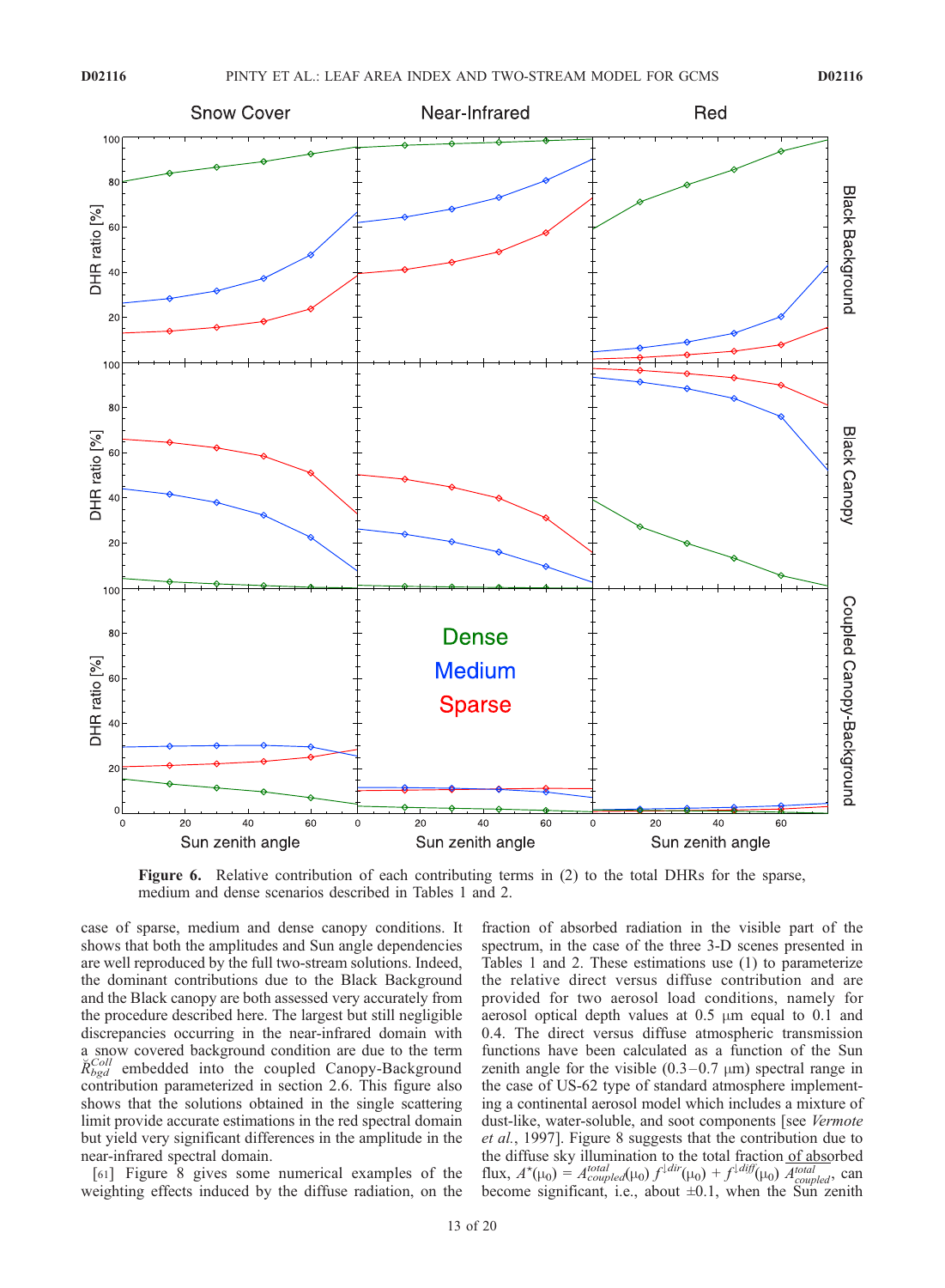**Figure 6.** Relative contribution of each contributing terms in (2) to the total DHRs for the sparse, medium and dense scenarios described in Tables 1 and 2.

case of sparse, medium and dense canopy conditions. It shows that both the amplitudes and Sun angle dependencies are well reproduced by the full two-stream solutions. Indeed, the dominant contributions due to the Black Background and the Black canopy are both assessed very accurately from the procedure described here. The largest but still negligible discrepancies occurring in the near-infrared domain with a snow covered background condition are due to the term $\breve{R}_{bgd}^{Coll}$ embedded into the coupled Canopy-Background contribution parameterized in section 2.6. This figure also shows that the solutions obtained in the single scattering limit provide accurate estimations in the red spectral domain but yield very significant differences in the amplitude in the near-infrared spectral domain.

[61] Figure 8 gives some numerical examples of the weighting effects induced by the diffuse radiation, on the fraction of absorbed radiation in the visible part of the spectrum, in the case of the three 3-D scenes presented in Tables 1 and 2. These estimations use (1) to parameterize the relative direct versus diffuse contribution and are provided for two aerosol load conditions, namely for aerosol optical depth values at 0.5 μm equal to 0.1 and 0.4. The direct versus diffuse atmospheric transmission functions have been calculated as a function of the Sun zenith angle for the visible (0.3–0.7 μm) spectral range in the case of US-62 type of standard atmosphere implementing a continental aerosol model which includes a mixture of dust-like, water-soluble, and soot components [see *Vermote et al.*, 1997]. Figure 8 suggests that the contribution due to the diffuse sky illumination to the total fraction of absorbed flux, $A^{\star}(\mu_0) = A_{coupled}^{total}(\mu_0)\, f^{\downarrow dir}(\mu_0) + f^{\downarrow diff}(\mu_0)\, A_{coupled}^{total}$, can become significant, i.e., about ±0.1, when the Sun zenith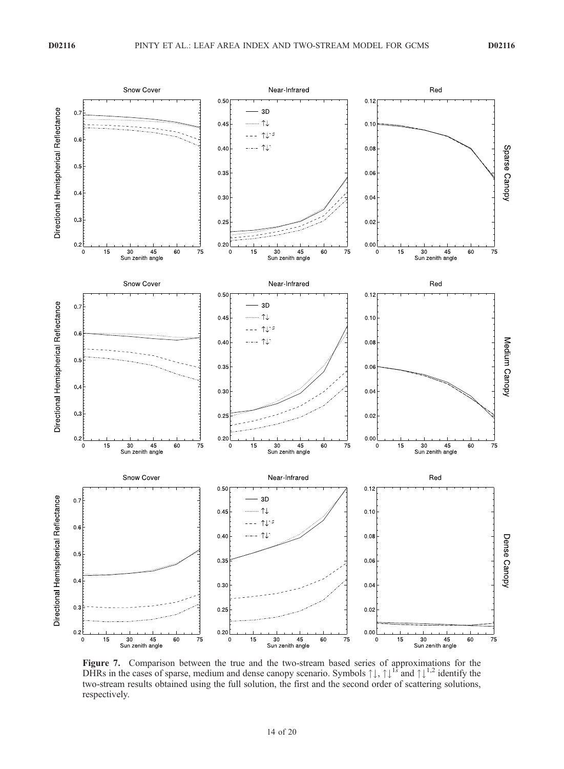**Figure 7.** Comparison between the true and the two-stream based series of approximations for the DHRs in the cases of sparse, medium and dense canopy scenario. Symbols $\uparrow\downarrow$, $\uparrow\downarrow^{1s}$ and $\uparrow\downarrow^{1,2}$ identify the two-stream results obtained using the full solution, the first and the second order of scattering solutions, respectively.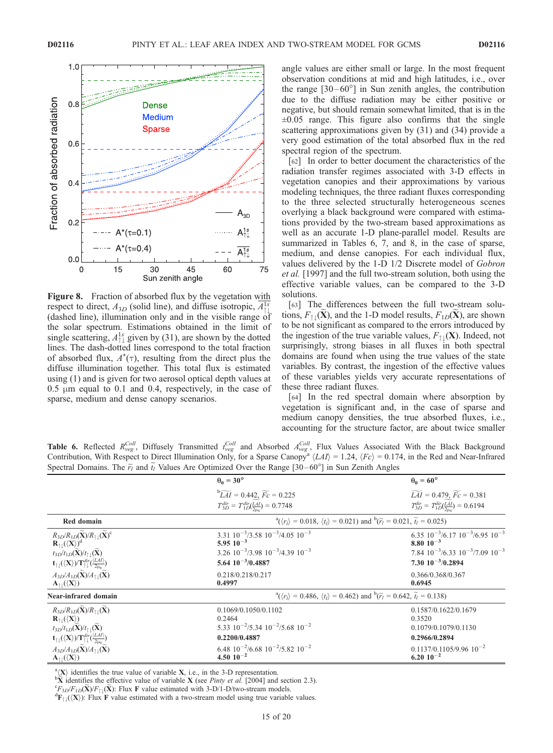**Figure 8.** Fraction of absorbed flux by the vegetation with respect to direct, $A_{3D}$ (solid line), and diffuse isotropic, $\overline{A_{\uparrow\downarrow}^{1s}}$ (dashed line), illumination only and in the visible range of the solar spectrum. Estimations obtained in the limit of single scattering, $A_{\uparrow\downarrow}^{1s}$ given by (31), are shown by the dotted lines. The dash-dotted lines correspond to the total fraction of absorbed flux, $A^{\star}(\tau)$, resulting from the direct plus the diffuse illumination together. This total flux is estimated using (1) and is given for two aerosol optical depth values at 0.5 μm equal to 0.1 and 0.4, respectively, in the case of sparse, medium and dense canopy scenarios.

angle values are either small or large. In the most frequent observation conditions at mid and high latitudes, i.e., over the range [30–60°] in Sun zenith angles, the contribution due to the diffuse radiation may be either positive or negative, but should remain somewhat limited, that is in the ±0.05 range. This figure also confirms that the single scattering approximations given by (31) and (34) provide a very good estimation of the total absorbed flux in the red spectral region of the spectrum.

[62] In order to better document the characteristics of the radiation transfer regimes associated with 3-D effects in vegetation canopies and their approximations by various modeling techniques, the three radiant fluxes corresponding to the three selected structurally heterogeneous scenes overlying a black background were compared with estimations provided by the two-stream based approximations as well as an accurate 1-D plane-parallel model. Results are summarized in Tables 6, 7, and 8, in the case of sparse, medium, and dense canopies. For each individual flux, values delivered by the 1-D 1/2 Discrete model of *Gobron et al.* [1997] and the full two-stream solution, both using the effective variable values, can be compared to the 3-D solutions.

[63] The differences between the full two-stream solutions, $F_{\uparrow\downarrow}(\widetilde{\mathbf{X}})$, and the 1-D model results, $F_{1D}(\widetilde{\mathbf{X}})$, are shown to be not significant as compared to the errors introduced by the ingestion of the true variable values, $F_{\uparrow\downarrow}(\mathbf{X})$. Indeed, not surprisingly, strong biases in all fluxes in both spectral domains are found when using the true values of the state variables. By contrast, the ingestion of the effective values of these variables yields very accurate representations of these three radiant fluxes.

[64] In the red spectral domain where absorption by vegetation is significant and, in the case of sparse and medium canopy densities, the true absorbed fluxes, i.e., accounting for the structure factor, are about twice smaller

**Table 6.** Reflected $R_{veg}^{Coll}$, Diffusely Transmitted $t_{veg}^{Coll}$ and Absorbed $A_{veg}^{Coll}$, Flux Values Associated With the Black Background Contribution, With Respect to Direct Illumination Only, for a Sparse Canopy[a] $\langle LAI \rangle = 1.24$, $\langle Fc \rangle = 0.174$, in the Red and Near-Infrared Spectral Domains. The $\widetilde{r}_l$ and $\widetilde{t}_l$ Values Are Optimized Over the Range [30–60°] in Sun Zenith Angles

| | $\theta_0 = 30°$ | $\theta_0 = 60°$ |
|---|---|---|
| | [b]$\widetilde{LAI} = 0.442$, $\widetilde{Fc} = 0.225$; $T_{3D}^{dir} = T_{1D}^{dir}(\frac{\widetilde{LAI}}{2\mu_0}) = 0.7748$ | $\widetilde{LAI} = 0.479$, $\widetilde{Fc} = 0.381$; $T_{3D}^{dir} = T_{1D}^{dir}(\frac{\widetilde{LAI}}{2\mu_0}) = 0.6194$ |
| **Red domain** | [a]$(\langle r_l \rangle = 0.018$, $\langle t_l \rangle = 0.021)$ and [b]$(\widetilde{r}_l = 0.021$, $\widetilde{t}_l = 0.025)$ | |
| $R_{3D}/R_{1D}(\widetilde{\mathbf{X}})/R_{\uparrow\downarrow}(\widetilde{\mathbf{X}})$[c] | $3.31\ 10^{-3}/3.58\ 10^{-3}/4.05\ 10^{-3}$ | $6.35\ 10^{-3}/6.17\ 10^{-3}/6.95\ 10^{-3}$ |
| $\mathbf{R}_{\uparrow\downarrow}(\langle \mathbf{X} \rangle)$[d] | $\mathbf{5.95\ 10^{-3}}$ | $\mathbf{8.80\ 10^{-3}}$ |
| $t_{3D}/t_{1D}(\widetilde{\mathbf{X}})/t_{\uparrow\downarrow}(\widetilde{\mathbf{X}})$ | $3.26\ 10^{-3}/3.98\ 10^{-3}/4.39\ 10^{-3}$ | $7.84\ 10^{-3}/6.33\ 10^{-3}/7.09\ 10^{-3}$ |
| $\mathbf{t}_{\uparrow\downarrow}(\langle \mathbf{X} \rangle)/\mathbf{T}_{\uparrow\downarrow}^{dir}(\frac{\langle LAI \rangle}{2\mu_0})$ | $\mathbf{5.64\ 10^{-3}/0.4887}$ | $\mathbf{7.30\ 10^{-3}/0.2894}$ |
| $A_{3D}/A_{1D}(\widetilde{\mathbf{X}})/A_{\uparrow\downarrow}(\widetilde{\mathbf{X}})$ | 0.218/0.218/0.217 | 0.366/0.368/0.367 |
| $\mathbf{A}_{\uparrow\downarrow}(\langle \mathbf{X} \rangle)$ | **0.4997** | **0.6945** |
| **Near-infrared domain** | [a]$(\langle r_l \rangle = 0.486$, $\langle t_l \rangle = 0.462)$ and [b]$(\widetilde{r}_l = 0.642$, $\widetilde{t}_l = 0.138)$ | |
| $R_{3D}/R_{1D}(\widetilde{\mathbf{X}})/R_{\uparrow\downarrow}(\widetilde{\mathbf{X}})$ | 0.1069/0.1050/0.1102 | 0.1587/0.1622/0.1679 |
| $\mathbf{R}_{\uparrow\downarrow}(\langle \mathbf{X} \rangle)$ | 0.2464 | 0.3520 |
| $t_{3D}/t_{1D}(\widetilde{\mathbf{X}})/t_{\uparrow\downarrow}(\widetilde{\mathbf{X}})$ | $5.33\ 10^{-2}/5.34\ 10^{-2}/5.68\ 10^{-2}$ | 0.1079/0.1079/0.1130 |
| $\mathbf{t}_{\uparrow\downarrow}(\langle \mathbf{X} \rangle)/\mathbf{T}_{\uparrow\downarrow}^{dir}(\frac{\langle LAI \rangle}{2\mu_0})$ | **0.2200/0.4887** | **0.2966/0.2894** |
| $A_{3D}/A_{1D}(\widetilde{\mathbf{X}})/A_{\uparrow\downarrow}(\widetilde{\mathbf{X}})$ | $6.48\ 10^{-2}/6.68\ 10^{-2}/5.82\ 10^{-2}$ | $0.1137/0.1105/9.96\ 10^{-2}$ |
| $\mathbf{A}_{\uparrow\downarrow}(\langle \mathbf{X} \rangle)$ | $\mathbf{4.50\ 10^{-2}}$ | $\mathbf{6.20\ 10^{-2}}$ |

[a]$\langle \mathbf{X} \rangle$ identifies the true value of variable $\mathbf{X}$, i.e., in the 3-D representation.
[b]$\widetilde{\mathbf{X}}$ identifies the effective value of variable $\mathbf{X}$ (see *Pinty et al.* [2004] and section 2.3).
[c]$F_{3D}/F_{1D}(\widetilde{\mathbf{X}})/F_{\uparrow\downarrow}(\widetilde{\mathbf{X}})$: Flux $\mathbf{F}$ value estimated with 3-D/1-D/two-stream models.
[d]$\mathbf{F}_{\uparrow\downarrow}(\langle \mathbf{X} \rangle)$: Flux $\mathbf{F}$ value estimated with a two-stream model using true variable values.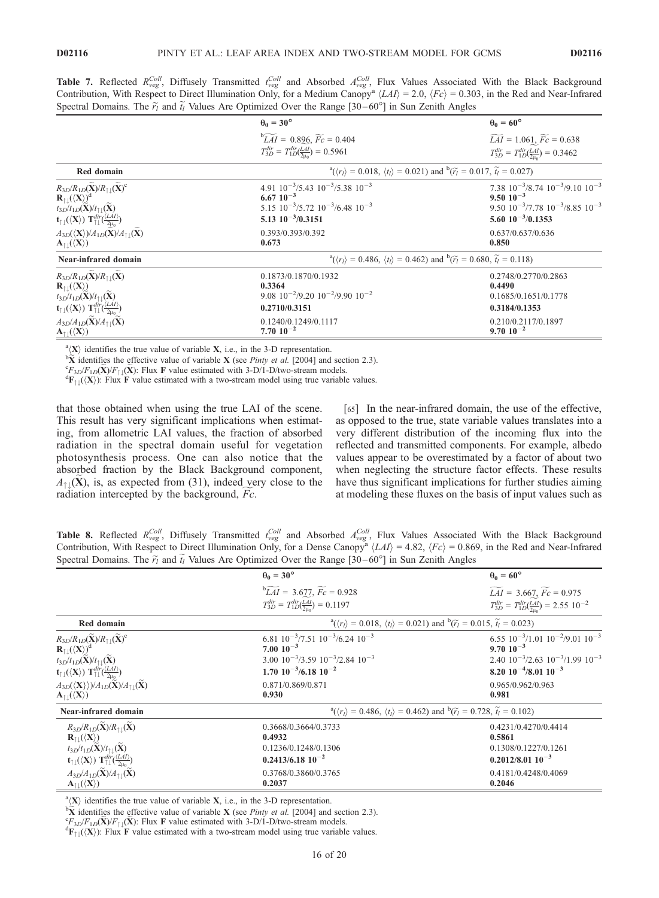**Table 7.** Reflected $R_{veg}^{Coll}$, Diffusely Transmitted $t_{veg}^{Coll}$ and Absorbed $A_{veg}^{Coll}$, Flux Values Associated With the Black Background Contribution, With Respect to Direct Illumination Only, for a Medium Canopy[a] $\langle LAI \rangle = 2.0$, $\langle Fc \rangle = 0.303$, in the Red and Near-Infrared Spectral Domains. The $\widetilde{r}_l$ and $\widetilde{t}_l$ Values Are Optimized Over the Range [30–60°] in Sun Zenith Angles

| | $\theta_0 = 30°$ | $\theta_0 = 60°$ |
|---|---|---|
| | [b]$\widetilde{LAI} = 0.896$, $\widetilde{Fc} = 0.404$ <br> $T_{3D}^{dir} = T_{1D}^{dir}(\frac{\widetilde{LAI}}{2\mu_0}) = 0.5961$ | $\widetilde{LAI} = 1.061$, $\widetilde{Fc} = 0.638$ <br> $T_{3D}^{dir} = T_{1D}^{dir}(\frac{\widetilde{LAI}}{2\mu_0}) = 0.3462$ |
| **Red domain** | [a]$(\langle r_l \rangle = 0.018$, $\langle t_l \rangle = 0.021)$ and [b]$(\widetilde{r}_l = 0.017$, $\widetilde{t}_l = 0.027)$ | |
| $R_{3D}/R_{1D}(\widetilde{\mathbf{X}})/R_{\uparrow\downarrow}(\widetilde{\mathbf{X}})$[c] | $4.91\ 10^{-3}/5.43\ 10^{-3}/5.38\ 10^{-3}$ | $7.38\ 10^{-3}/8.74\ 10^{-3}/9.10\ 10^{-3}$ |
| $\mathbf{R}_{\uparrow\downarrow}(\langle \mathbf{X} \rangle)$[d] | **$6.67\ 10^{-3}$** | **$9.50\ 10^{-3}$** |
| $t_{3D}/t_{1D}(\widetilde{\mathbf{X}})/t_{\uparrow\downarrow}(\widetilde{\mathbf{X}})$ | $5.15\ 10^{-3}/5.72\ 10^{-3}/6.48\ 10^{-3}$ | $9.50\ 10^{-3}/7.78\ 10^{-3}/8.85\ 10^{-3}$ |
| $\mathbf{t}_{\uparrow\downarrow}(\langle \mathbf{X} \rangle)\ \mathbf{T}_{\uparrow\downarrow}^{dir}(\frac{\langle LAI \rangle}{2\mu_0})$ | **$5.13\ 10^{-3}/0.3151$** | **$5.60\ 10^{-3}/0.1353$** |
| $A_{3D}(\langle \mathbf{X} \rangle)/A_{1D}(\widetilde{\mathbf{X}})/A_{\uparrow\downarrow}(\widetilde{\mathbf{X}})$ | 0.393/0.393/0.392 | 0.637/0.637/0.636 |
| $\mathbf{A}_{\uparrow\downarrow}(\langle \mathbf{X} \rangle)$ | **0.673** | **0.850** |
| **Near-infrared domain** | [a]$(\langle r_l \rangle = 0.486$, $\langle t_l \rangle = 0.462)$ and [b]$(\widetilde{r}_l = 0.680$, $\widetilde{t}_l = 0.118)$ | |
| $R_{3D}/R_{1D}(\widetilde{\mathbf{X}})/R_{\uparrow\downarrow}(\widetilde{\mathbf{X}})$ | 0.1873/0.1870/0.1932 | 0.2748/0.2770/0.2863 |
| $\mathbf{R}_{\uparrow\downarrow}(\langle \mathbf{X} \rangle)$ | **0.3364** | **0.4490** |
| $t_{3D}/t_{1D}(\widetilde{\mathbf{X}})/t_{\uparrow\downarrow}(\widetilde{\mathbf{X}})$ | $9.08\ 10^{-2}/9.20\ 10^{-2}/9.90\ 10^{-2}$ | 0.1685/0.1651/0.1778 |
| $\mathbf{t}_{\uparrow\downarrow}(\langle \mathbf{X} \rangle)\ \mathbf{T}_{\uparrow\downarrow}^{dir}(\frac{\langle LAI \rangle}{2\mu_0})$ | **0.2710/0.3151** | **0.3184/0.1353** |
| $A_{3D}/A_{1D}(\widetilde{\mathbf{X}})/A_{\uparrow\downarrow}(\widetilde{\mathbf{X}})$ | 0.1240/0.1249/0.1117 | 0.210/0.2117/0.1897 |
| $\mathbf{A}_{\uparrow\downarrow}(\langle \mathbf{X} \rangle)$ | **$7.70\ 10^{-2}$** | **$9.70\ 10^{-2}$** |

[a]$\langle \mathbf{X} \rangle$ identifies the true value of variable **X**, i.e., in the 3-D representation.
[b]$\widetilde{\mathbf{X}}$ identifies the effective value of variable **X** (see *Pinty et al.* [2004] and section 2.3).
[c]$F_{3D}/F_{1D}(\widetilde{\mathbf{X}})/F_{\uparrow\downarrow}(\widetilde{\mathbf{X}})$: Flux **F** value estimated with 3-D/1-D/two-stream models.
[d]$\mathbf{F}_{\uparrow\downarrow}(\langle \mathbf{X} \rangle)$: Flux **F** value estimated with a two-stream model using true variable values.

that those obtained when using the true LAI of the scene. This result has very significant implications when estimating, from allometric LAI values, the fraction of absorbed radiation in the spectral domain useful for vegetation photosynthesis process. One can also notice that the absorbed fraction by the Black Background component, $A_{\uparrow\downarrow}(\widetilde{\mathbf{X}})$, is, as expected from (31), indeed very close to the radiation intercepted by the background, $\widetilde{Fc}$.

[65] In the near-infrared domain, the use of the effective, as opposed to the true, state variable values translates into a very different distribution of the incoming flux into the reflected and transmitted components. For example, albedo values appear to be overestimated by a factor of about two when neglecting the structure factor effects. These results have thus significant implications for further studies aiming at modeling these fluxes on the basis of input values such as

**Table 8.** Reflected $R_{veg}^{Coll}$, Diffusely Transmitted $t_{veg}^{Coll}$ and Absorbed $A_{veg}^{Coll}$, Flux Values Associated With the Black Background Contribution, With Respect to Direct Illumination Only, for a Dense Canopy[a] $\langle LAI \rangle = 4.82$, $\langle Fc \rangle = 0.869$, in the Red and Near-Infrared Spectral Domains. The $\widetilde{r}_l$ and $\widetilde{t}_l$ Values Are Optimized Over the Range [30–60°] in Sun Zenith Angles

| | $\theta_0 = 30°$ | $\theta_0 = 60°$ |
|---|---|---|
| | [b]$\widetilde{LAI} = 3.677$, $\widetilde{Fc} = 0.928$ <br> $T_{3D}^{dir} = T_{1D}^{dir}(\frac{\widetilde{LAI}}{2\mu_0}) = 0.1197$ | $\widetilde{LAI} = 3.667$, $\widetilde{Fc} = 0.975$ <br> $T_{3D}^{dir} = T_{1D}^{dir}(\frac{\widetilde{LAI}}{2\mu_0}) = 2.55\ 10^{-2}$ |
| **Red domain** | [a]$(\langle r_l \rangle = 0.018$, $\langle t_l \rangle = 0.021)$ and [b]$(\widetilde{r}_l = 0.015$, $\widetilde{t}_l = 0.023)$ | |
| $R_{3D}/R_{1D}(\widetilde{\mathbf{X}})/R_{\uparrow\downarrow}(\widetilde{\mathbf{X}})$[c] | $6.81\ 10^{-3}/7.51\ 10^{-3}/6.24\ 10^{-3}$ | $6.55\ 10^{-3}/1.01\ 10^{-2}/9.01\ 10^{-3}$ |
| $\mathbf{R}_{\uparrow\downarrow}(\langle \mathbf{X} \rangle)$[d] | **$7.00\ 10^{-3}$** | **$9.70\ 10^{-3}$** |
| $t_{3D}/t_{1D}(\widetilde{\mathbf{X}})/t_{\uparrow\downarrow}(\widetilde{\mathbf{X}})$ | $3.00\ 10^{-3}/3.59\ 10^{-3}/2.84\ 10^{-3}$ | $2.40\ 10^{-3}/2.63\ 10^{-3}/1.99\ 10^{-3}$ |
| $\mathbf{t}_{\uparrow\downarrow}(\langle \mathbf{X} \rangle)\ \mathbf{T}_{\uparrow\downarrow}^{dir}(\frac{\langle LAI \rangle}{2\mu_0})$ | **$1.70\ 10^{-3}/6.18\ 10^{-2}$** | **$8.20\ 10^{-4}/8.01\ 10^{-3}$** |
| $A_{3D}(\langle \mathbf{X} \rangle)/A_{1D}(\widetilde{\mathbf{X}})/A_{\uparrow\downarrow}(\widetilde{\mathbf{X}})$ | 0.871/0.869/0.871 | 0.965/0.962/0.963 |
| $\mathbf{A}_{\uparrow\downarrow}(\langle \mathbf{X} \rangle)$ | **0.930** | **0.981** |
| **Near-infrared domain** | [a]$(\langle r_l \rangle = 0.486$, $\langle t_l \rangle = 0.462)$ and [b]$(\widetilde{r}_l = 0.728$, $\widetilde{t}_l = 0.102)$ | |
| $R_{3D}/R_{1D}(\widetilde{\mathbf{X}})/R_{\uparrow\downarrow}(\widetilde{\mathbf{X}})$ | 0.3668/0.3664/0.3733 | 0.4231/0.4270/0.4414 |
| $\mathbf{R}_{\uparrow\downarrow}(\langle \mathbf{X} \rangle)$ | **0.4932** | **0.5861** |
| $t_{3D}/t_{1D}(\widetilde{\mathbf{X}})/t_{\uparrow\downarrow}(\widetilde{\mathbf{X}})$ | 0.1236/0.1248/0.1306 | 0.1308/0.1227/0.1261 |
| $\mathbf{t}_{\uparrow\downarrow}(\langle \mathbf{X} \rangle)\ \mathbf{T}_{\uparrow\downarrow}^{dir}(\frac{\langle LAI \rangle}{2\mu_0})$ | **$0.2413/6.18\ 10^{-2}$** | **$0.2012/8.01\ 10^{-3}$** |
| $A_{3D}/A_{1D}(\widetilde{\mathbf{X}})/A_{\uparrow\downarrow}(\widetilde{\mathbf{X}})$ | 0.3768/0.3860/0.3765 | 0.4181/0.4248/0.4069 |
| $\mathbf{A}_{\uparrow\downarrow}(\langle \mathbf{X} \rangle)$ | **0.2037** | **0.2046** |

[a]$\langle \mathbf{X} \rangle$ identifies the true value of variable **X**, i.e., in the 3-D representation.
[b]$\widetilde{\mathbf{X}}$ identifies the effective value of variable **X** (see *Pinty et al.* [2004] and section 2.3).
[c]$F_{3D}/F_{1D}(\widetilde{\mathbf{X}})/F_{\uparrow\downarrow}(\widetilde{\mathbf{X}})$: Flux **F** value estimated with 3-D/1-D/two-stream models.
[d]$\mathbf{F}_{\uparrow\downarrow}(\langle \mathbf{X} \rangle)$: Flux **F** value estimated with a two-stream model using true variable values.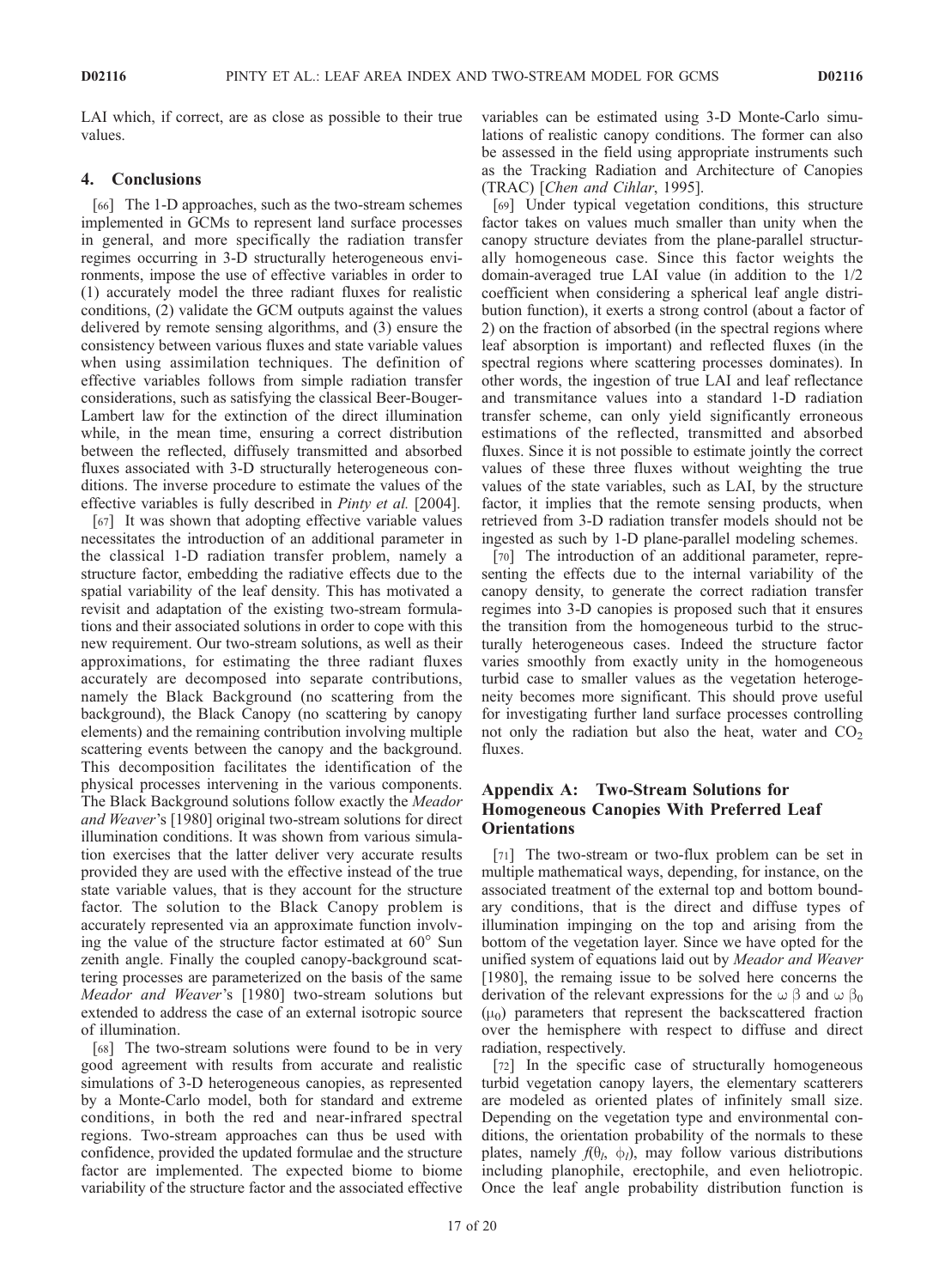LAI which, if correct, are as close as possible to their true values.

## 4. Conclusions

[66] The 1-D approaches, such as the two-stream schemes implemented in GCMs to represent land surface processes in general, and more specifically the radiation transfer regimes occurring in 3-D structurally heterogeneous environments, impose the use of effective variables in order to (1) accurately model the three radiant fluxes for realistic conditions, (2) validate the GCM outputs against the values delivered by remote sensing algorithms, and (3) ensure the consistency between various fluxes and state variable values when using assimilation techniques. The definition of effective variables follows from simple radiation transfer considerations, such as satisfying the classical Beer-Bouger-Lambert law for the extinction of the direct illumination while, in the mean time, ensuring a correct distribution between the reflected, diffusely transmitted and absorbed fluxes associated with 3-D structurally heterogeneous conditions. The inverse procedure to estimate the values of the effective variables is fully described in *Pinty et al.* [2004].

[67] It was shown that adopting effective variable values necessitates the introduction of an additional parameter in the classical 1-D radiation transfer problem, namely a structure factor, embedding the radiative effects due to the spatial variability of the leaf density. This has motivated a revisit and adaptation of the existing two-stream formulations and their associated solutions in order to cope with this new requirement. Our two-stream solutions, as well as their approximations, for estimating the three radiant fluxes accurately are decomposed into separate contributions, namely the Black Background (no scattering from the background), the Black Canopy (no scattering by canopy elements) and the remaining contribution involving multiple scattering events between the canopy and the background. This decomposition facilitates the identification of the physical processes intervening in the various components. The Black Background solutions follow exactly the *Meador and Weaver*'s [1980] original two-stream solutions for direct illumination conditions. It was shown from various simulation exercises that the latter deliver very accurate results provided they are used with the effective instead of the true state variable values, that is they account for the structure factor. The solution to the Black Canopy problem is accurately represented via an approximate function involving the value of the structure factor estimated at 60° Sun zenith angle. Finally the coupled canopy-background scattering processes are parameterized on the basis of the same *Meador and Weaver*'s [1980] two-stream solutions but extended to address the case of an external isotropic source of illumination.

[68] The two-stream solutions were found to be in very good agreement with results from accurate and realistic simulations of 3-D heterogeneous canopies, as represented by a Monte-Carlo model, both for standard and extreme conditions, in both the red and near-infrared spectral regions. Two-stream approaches can thus be used with confidence, provided the updated formulae and the structure factor are implemented. The expected biome to biome variability of the structure factor and the associated effective variables can be estimated using 3-D Monte-Carlo simulations of realistic canopy conditions. The former can also be assessed in the field using appropriate instruments such as the Tracking Radiation and Architecture of Canopies (TRAC) [*Chen and Cihlar*, 1995].

[69] Under typical vegetation conditions, this structure factor takes on values much smaller than unity when the canopy structure deviates from the plane-parallel structurally homogeneous case. Since this factor weights the domain-averaged true LAI value (in addition to the 1/2 coefficient when considering a spherical leaf angle distribution function), it exerts a strong control (about a factor of 2) on the fraction of absorbed (in the spectral regions where leaf absorption is important) and reflected fluxes (in the spectral regions where scattering processes dominates). In other words, the ingestion of true LAI and leaf reflectance and transmitance values into a standard 1-D radiation transfer scheme, can only yield significantly erroneous estimations of the reflected, transmitted and absorbed fluxes. Since it is not possible to estimate jointly the correct values of these three fluxes without weighting the true values of the state variables, such as LAI, by the structure factor, it implies that the remote sensing products, when retrieved from 3-D radiation transfer models should not be ingested as such by 1-D plane-parallel modeling schemes.

[70] The introduction of an additional parameter, representing the effects due to the internal variability of the canopy density, to generate the correct radiation transfer regimes into 3-D canopies is proposed such that it ensures the transition from the homogeneous turbid to the structurally heterogeneous cases. Indeed the structure factor varies smoothly from exactly unity in the homogeneous turbid case to smaller values as the vegetation heterogeneity becomes more significant. This should prove useful for investigating further land surface processes controlling not only the radiation but also the heat, water and $CO_2$ fluxes.

## Appendix A: Two-Stream Solutions for Homogeneous Canopies With Preferred Leaf Orientations

[71] The two-stream or two-flux problem can be set in multiple mathematical ways, depending, for instance, on the associated treatment of the external top and bottom boundary conditions, that is the direct and diffuse types of illumination impinging on the top and arising from the bottom of the vegetation layer. Since we have opted for the unified system of equations laid out by *Meador and Weaver* [1980], the remaing issue to be solved here concerns the derivation of the relevant expressions for the $\omega\ \beta$ and $\omega\ \beta_0$ ($\mu_0$) parameters that represent the backscattered fraction over the hemisphere with respect to diffuse and direct radiation, respectively.

[72] In the specific case of structurally homogeneous turbid vegetation canopy layers, the elementary scatterers are modeled as oriented plates of infinitely small size. Depending on the vegetation type and environmental conditions, the orientation probability of the normals to these plates, namely $f(\theta_l, \phi_l)$, may follow various distributions including planophile, erectophile, and even heliotropic. Once the leaf angle probability distribution function is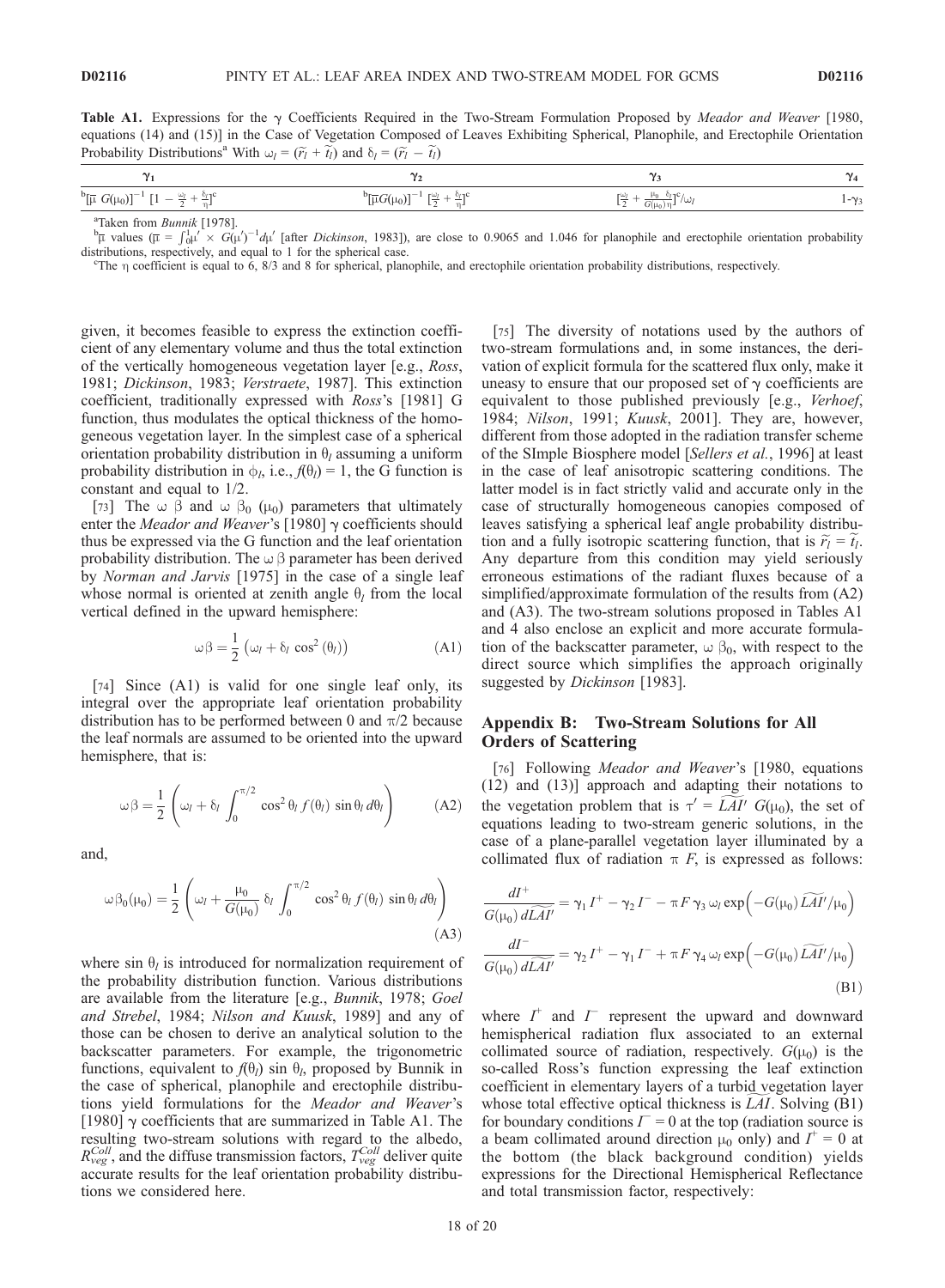**Table A1.** Expressions for the γ Coefficients Required in the Two-Stream Formulation Proposed by *Meador and Weaver* [1980, equations (14) and (15)] in the Case of Vegetation Composed of Leaves Exhibiting Spherical, Planophile, and Erectophile Orientation Probability Distributions[a] With $\omega_l = (\widetilde{r}_l + \widetilde{t}_l)$ and $\delta_l = (\widetilde{r}_l - \widetilde{t}_l)$

| $\gamma_1$ | $\gamma_2$ | $\gamma_3$ | $\gamma_4$ |
|---|---|---|---|
| [b]$[\overline{\mu}\ G(\mu_0)]^{-1}\ [1 - \frac{\omega_l}{2} + \frac{\delta_l}{\eta}]$[c] | [b]$[\overline{\mu} G(\mu_0)]^{-1}\ [\frac{\omega_l}{2} + \frac{\delta_l}{\eta}]$[c] | $[\frac{\omega_l}{2} + \frac{\mu_0}{G(\mu_0)}\frac{\delta_l}{\eta}]$[c]$/\omega_l$ | $1\text{-}\gamma_3$ |

[a]Taken from *Bunnik* [1978].

[b]$\overline{\mu}$ values ($\overline{\mu} = \int_0^1 \mu' \times G(\mu')^{-1} d\mu'$ [after *Dickinson*, 1983]), are close to 0.9065 and 1.046 for planophile and erectophile orientation probability distributions, respectively, and equal to 1 for the spherical case.

[c]The η coefficient is equal to 6, 8/3 and 8 for spherical, planophile, and erectophile orientation probability distributions, respectively.

given, it becomes feasible to express the extinction coefficient of any elementary volume and thus the total extinction of the vertically homogeneous vegetation layer [e.g., *Ross*, 1981; *Dickinson*, 1983; *Verstraete*, 1987]. This extinction coefficient, traditionally expressed with *Ross*'s [1981] G function, thus modulates the optical thickness of the homogeneous vegetation layer. In the simplest case of a spherical orientation probability distribution in $\theta_l$ assuming a uniform probability distribution in $\phi_l$, i.e., $f(\theta_l) = 1$, the G function is constant and equal to 1/2.

[73] The $\omega\ \beta$ and $\omega\ \beta_0\ (\mu_0)$ parameters that ultimately enter the *Meador and Weaver*'s [1980] γ coefficients should thus be expressed via the G function and the leaf orientation probability distribution. The $\omega\,\beta$ parameter has been derived by *Norman and Jarvis* [1975] in the case of a single leaf whose normal is oriented at zenith angle $\theta_l$ from the local vertical defined in the upward hemisphere:

$$\omega\beta = \frac{1}{2}\left(\omega_l + \delta_l \cos^2(\theta_l)\right) \tag{A1}$$

[74] Since (A1) is valid for one single leaf only, its integral over the appropriate leaf orientation probability distribution has to be performed between 0 and π/2 because the leaf normals are assumed to be oriented into the upward hemisphere, that is:

$$\omega\beta = \frac{1}{2}\left(\omega_l + \delta_l \int_0^{\pi/2} \cos^2\theta_l\, f(\theta_l)\, \sin\theta_l\, d\theta_l\right) \tag{A2}$$

and,

$$\omega\beta_0(\mu_0) = \frac{1}{2}\left(\omega_l + \frac{\mu_0}{G(\mu_0)}\,\delta_l \int_0^{\pi/2} \cos^2\theta_l\, f(\theta_l)\, \sin\theta_l\, d\theta_l\right) \tag{A3}$$

where $\sin\theta_l$ is introduced for normalization requirement of the probability distribution function. Various distributions are available from the literature [e.g., *Bunnik*, 1978; *Goel and Strebel*, 1984; *Nilson and Kuusk*, 1989] and any of those can be chosen to derive an analytical solution to the backscatter parameters. For example, the trigonometric functions, equivalent to $f(\theta_l)\sin\theta_l$, proposed by Bunnik in the case of spherical, planophile and erectophile distributions yield formulations for the *Meador and Weaver*'s [1980] γ coefficients that are summarized in Table A1. The resulting two-stream solutions with regard to the albedo, $R_{veg}^{Coll}$, and the diffuse transmission factors, $T_{veg}^{Coll}$ deliver quite accurate results for the leaf orientation probability distributions we considered here.

[75] The diversity of notations used by the authors of two-stream formulations and, in some instances, the derivation of explicit formula for the scattered flux only, make it uneasy to ensure that our proposed set of γ coefficients are equivalent to those published previously [e.g., *Verhoef*, 1984; *Nilson*, 1991; *Kuusk*, 2001]. They are, however, different from those adopted in the radiation transfer scheme of the SImple Biosphere model [*Sellers et al.*, 1996] at least in the case of leaf anisotropic scattering conditions. The latter model is in fact strictly valid and accurate only in the case of structurally homogeneous canopies composed of leaves satisfying a spherical leaf angle probability distribution and a fully isotropic scattering function, that is $\widetilde{r}_l = \widetilde{t}_l$. Any departure from this condition may yield seriously erroneous estimations of the radiant fluxes because of a simplified/approximate formulation of the results from (A2) and (A3). The two-stream solutions proposed in Tables A1 and 4 also enclose an explicit and more accurate formulation of the backscatter parameter, $\omega\,\beta_0$, with respect to the direct source which simplifies the approach originally suggested by *Dickinson* [1983].

## Appendix B: Two-Stream Solutions for All Orders of Scattering

[76] Following *Meador and Weaver*'s [1980, equations (12) and (13)] approach and adapting their notations to the vegetation problem that is $\tau' = \widetilde{LAI}'\ G(\mu_0)$, the set of equations leading to two-stream generic solutions, in the case of a plane-parallel vegetation layer illuminated by a collimated flux of radiation $\pi\ F$, is expressed as follows:

$$\begin{aligned}
\frac{dI^+}{G(\mu_0)\, d\widetilde{LAI'}} &= \gamma_1 I^+ - \gamma_2 I^- - \pi F\, \gamma_3\, \omega_l \exp\left(-G(\mu_0)\, \widetilde{LAI'}/\mu_0\right) \\
\frac{dI^-}{G(\mu_0)\, d\widetilde{LAI'}} &= \gamma_2 I^+ - \gamma_1 I^- + \pi F\, \gamma_4\, \omega_l \exp\left(-G(\mu_0)\, \widetilde{LAI'}/\mu_0\right)
\end{aligned} \tag{B1}$$

where $I^+$ and $I^-$ represent the upward and downward hemispherical radiation flux associated to an external collimated source of radiation, respectively. $G(\mu_0)$ is the so-called Ross's function expressing the leaf extinction coefficient in elementary layers of a turbid vegetation layer whose total effective optical thickness is $\widetilde{LAI}$. Solving (B1) for boundary conditions $I^- = 0$ at the top (radiation source is a beam collimated around direction $\mu_0$ only) and $I^+ = 0$ at the bottom (the black background condition) yields expressions for the Directional Hemispherical Reflectance and total transmission factor, respectively: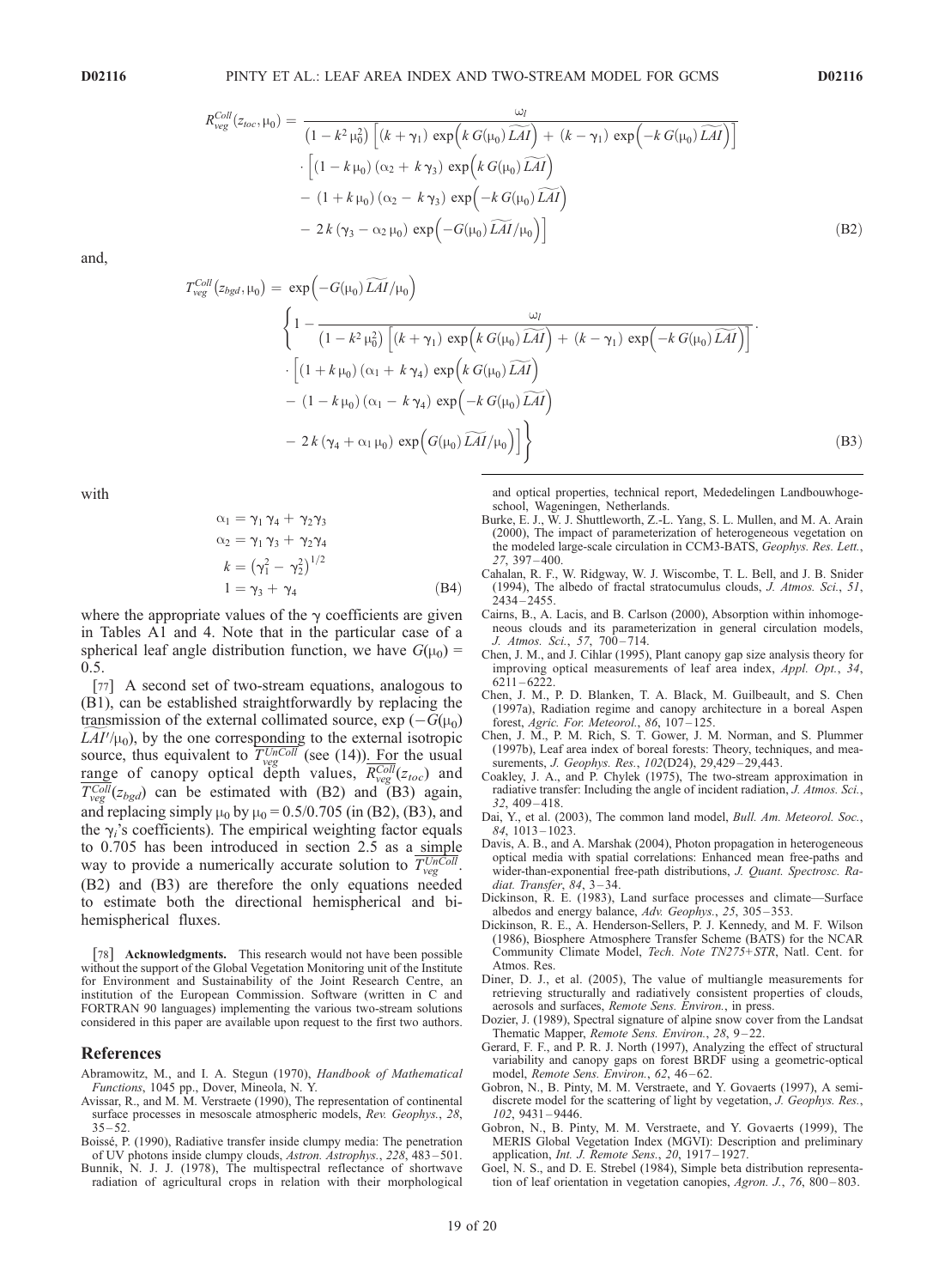$$
\begin{aligned}
R_{veg}^{Coll}(z_{toc}, \mu_0) = \; & \frac{\omega_l}{\left(1 - k^2 \mu_0^2\right) \left[ (k + \gamma_1) \exp\left(k\, G(\mu_0)\, \widetilde{LAI}\right) + (k - \gamma_1) \exp\left(-k\, G(\mu_0)\, \widetilde{LAI}\right) \right]} \\
& \cdot \left[ (1 - k\,\mu_0)\,(\alpha_2 + k\,\gamma_3) \exp\left(k\, G(\mu_0)\, \widetilde{LAI}\right) \right. \\
& - (1 + k\,\mu_0)\,(\alpha_2 - k\,\gamma_3) \exp\left(-k\, G(\mu_0)\, \widetilde{LAI}\right) \\
& \left. - 2k\,(\gamma_3 - \alpha_2\,\mu_0) \exp\left(-G(\mu_0)\, \widetilde{LAI}/\mu_0\right) \right]
\end{aligned} \tag{B2}
$$

and,

$$
\begin{aligned}
T_{veg}^{Coll}(z_{bgd}, \mu_0) = \; & \exp\left(-G(\mu_0)\, \widetilde{LAI}/\mu_0\right) \\
& \left\{ 1 - \frac{\omega_l}{\left(1 - k^2 \mu_0^2\right) \left[ (k + \gamma_1) \exp\left(k\, G(\mu_0)\, \widetilde{LAI}\right) + (k - \gamma_1) \exp\left(-k\, G(\mu_0)\, \widetilde{LAI}\right) \right]} \right. \cdot \\
& \cdot \left[ (1 + k\,\mu_0)\,(\alpha_1 + k\,\gamma_4) \exp\left(k\, G(\mu_0)\, \widetilde{LAI}\right) \right. \\
& - (1 - k\,\mu_0)\,(\alpha_1 - k\,\gamma_4) \exp\left(-k\, G(\mu_0)\, \widetilde{LAI}\right) \\
& \left. \left. - 2k\,(\gamma_4 + \alpha_1\,\mu_0) \exp\left(G(\mu_0)\, \widetilde{LAI}/\mu_0\right) \right] \right\}
\end{aligned} \tag{B3}
$$

with

$$
\begin{aligned}
\alpha_1 &= \gamma_1\,\gamma_4 + \gamma_2\gamma_3 \\
\alpha_2 &= \gamma_1\,\gamma_3 + \gamma_2\gamma_4 \\
k &= \left(\gamma_1^2 - \gamma_2^2\right)^{1/2} \\
1 &= \gamma_3 + \gamma_4
\end{aligned} \tag{B4}
$$

where the appropriate values of the $\gamma$ coefficients are given in Tables A1 and 4. Note that in the particular case of a spherical leaf angle distribution function, we have $G(\mu_0) = 0.5$.

[77] A second set of two-stream equations, analogous to (B1), can be established straightforwardly by replacing the transmission of the external collimated source, $\exp(-G(\mu_0)\widetilde{LAI'}/\mu_0)$, by the one corresponding to the external isotropic source, thus equivalent to $\overline{T_{veg}^{UnColl}}$ (see (14)). For the usual range of canopy optical depth values, $\overline{R_{veg}^{Coll}}(z_{toc})$ and $\overline{T_{veg}^{Coll}}(z_{bgd})$ can be estimated with (B2) and (B3) again, and replacing simply $\mu_0$ by $\mu_0 = 0.5/0.705$ (in (B2), (B3), and the $\gamma_i$'s coefficients). The empirical weighting factor equals to 0.705 has been introduced in section 2.5 as a simple way to provide a numerically accurate solution to $\overline{T_{veg}^{UnColl}}$. (B2) and (B3) are therefore the only equations needed to estimate both the directional hemispherical and bi-hemispherical fluxes.

[78] **Acknowledgments.** This research would not have been possible without the support of the Global Vegetation Monitoring unit of the Institute for Environment and Sustainability of the Joint Research Centre, an institution of the European Commission. Software (written in C and FORTRAN 90 languages) implementing the various two-stream solutions considered in this paper are available upon request to the first two authors.

## References

Abramowitz, M., and I. A. Stegun (1970), *Handbook of Mathematical Functions*, 1045 pp., Dover, Mineola, N. Y.

Avissar, R., and M. M. Verstraete (1990), The representation of continental surface processes in mesoscale atmospheric models, *Rev. Geophys.*, *28*, 35–52.

Boissé, P. (1990), Radiative transfer inside clumpy media: The penetration of UV photons inside clumpy clouds, *Astron. Astrophys.*, *228*, 483–501.

Bunnik, N. J. J. (1978), The multispectral reflectance of shortwave radiation of agricultural crops in relation with their morphological and optical properties, technical report, Mededelingen Landbouwhogeschool, Wageningen, Netherlands.

Burke, E. J., W. J. Shuttleworth, Z.-L. Yang, S. L. Mullen, and M. A. Arain (2000), The impact of parameterization of heterogeneous vegetation on the modeled large-scale circulation in CCM3-BATS, *Geophys. Res. Lett.*, *27*, 397–400.

Cahalan, R. F., W. Ridgway, W. J. Wiscombe, T. L. Bell, and J. B. Snider (1994), The albedo of fractal stratocumulus clouds, *J. Atmos. Sci.*, *51*, 2434–2455.

Cairns, B., A. Lacis, and B. Carlson (2000), Absorption within inhomogeneous clouds and its parameterization in general circulation models, *J. Atmos. Sci.*, *57*, 700–714.

Chen, J. M., and J. Cihlar (1995), Plant canopy gap size analysis theory for improving optical measurements of leaf area index, *Appl. Opt.*, *34*, 6211–6222.

Chen, J. M., P. D. Blanken, T. A. Black, M. Guilbeault, and S. Chen (1997a), Radiation regime and canopy architecture in a boreal Aspen forest, *Agric. For. Meteorol.*, *86*, 107–125.

Chen, J. M., P. M. Rich, S. T. Gower, J. M. Norman, and S. Plummer (1997b), Leaf area index of boreal forests: Theory, techniques, and measurements, *J. Geophys. Res.*, *102*(D24), 29,429–29,443.

Coakley, J. A., and P. Chylek (1975), The two-stream approximation in radiative transfer: Including the angle of incident radiation, *J. Atmos. Sci.*, *32*, 409–418.

Dai, Y., et al. (2003), The common land model, *Bull. Am. Meteorol. Soc.*, *84*, 1013–1023.

Davis, A. B., and A. Marshak (2004), Photon propagation in heterogeneous optical media with spatial correlations: Enhanced mean free-paths and wider-than-exponential free-path distributions, *J. Quant. Spectrosc. Radiat. Transfer*, *84*, 3–34.

Dickinson, R. E. (1983), Land surface processes and climate—Surface albedos and energy balance, *Adv. Geophys.*, *25*, 305–353.

Dickinson, R. E., A. Henderson-Sellers, P. J. Kennedy, and M. F. Wilson (1986), Biosphere Atmosphere Transfer Scheme (BATS) for the NCAR Community Climate Model, *Tech. Note TN275+STR*, Natl. Cent. for Atmos. Res.

Diner, D. J., et al. (2005), The value of multiangle measurements for retrieving structurally and radiatively consistent properties of clouds, aerosols and surfaces, *Remote Sens. Environ.*, in press.

Dozier, J. (1989), Spectral signature of alpine snow cover from the Landsat Thematic Mapper, *Remote Sens. Environ.*, *28*, 9–22.

Gerard, F. F., and P. R. J. North (1997), Analyzing the effect of structural variability and canopy gaps on forest BRDF using a geometric-optical model, *Remote Sens. Environ.*, *62*, 46–62.

Gobron, N., B. Pinty, M. M. Verstraete, and Y. Govaerts (1997), A semi-discrete model for the scattering of light by vegetation, *J. Geophys. Res.*, *102*, 9431–9446.

Gobron, N., B. Pinty, M. M. Verstraete, and Y. Govaerts (1999), The MERIS Global Vegetation Index (MGVI): Description and preliminary application, *Int. J. Remote Sens.*, *20*, 1917–1927.

Goel, N. S., and D. E. Strebel (1984), Simple beta distribution representation of leaf orientation in vegetation canopies, *Agron. J.*, *76*, 800–803.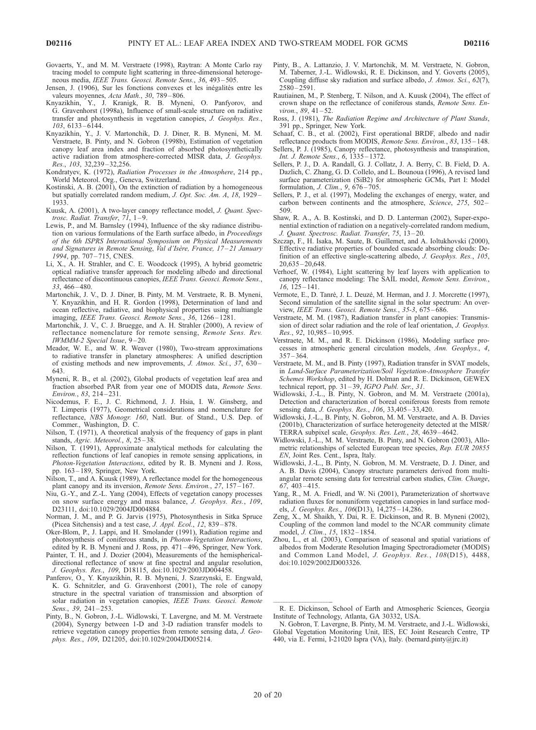Govaerts, Y., and M. M. Verstraete (1998), Raytran: A Monte Carlo ray tracing model to compute light scattering in three-dimensional heterogeneous media, *IEEE Trans. Geosci. Remote Sens.*, *36*, 493–505.

Jensen, J. (1906), Sur les fonctions convexes et les inégalités entre les valeurs moyennes, *Acta Math.*, *30*, 789–806.

Knyazikhin, Y., J. Kranigk, R. B. Myneni, O. Panfyorov, and G. Gravenhorst (1998a), Influence of small-scale structure on radiative transfer and photosynthesis in vegetation canopies, *J. Geophys. Res.*, *103*, 6133–6144.

Knyazikhin, Y., J. V. Martonchik, D. J. Diner, R. B. Myneni, M. M. Verstraete, B. Pinty, and N. Gobron (1998b), Estimation of vegetation canopy leaf area index and fraction of absorbed photosynthetically active radiation from atmosphere-corrected MISR data, *J. Geophys. Res.*, *103*, 32,239–32,256.

Kondratyev, K. (1972), *Radiation Processes in the Atmosphere*, 214 pp., World Meteorol. Org., Geneva, Switzerland.

Kostinski, A. B. (2001), On the extinction of radiation by a homogeneous but spatially correlated random medium, *J. Opt. Soc. Am. A*, *18*, 1929–1933.

Kuusk, A. (2001), A two-layer canopy reflectance model, *J. Quant. Spectrosc. Radiat. Transfer*, *71*, 1–9.

Lewis, P., and M. Barnsley (1994), Influence of the sky radiance distribution on various formulations of the Earth surface albedo, in *Proceedings of the 6th ISPRS International Symposium on Physical Measurements and Signatures in Remote Sensing*, *Val d'Isère, France, 17–21 January 1994*, pp. 707–715, CNES.

Li, X., A. H. Strahler, and C. E. Woodcock (1995), A hybrid geometric optical radiative transfer approach for modeling albedo and directional reflectance of discontinuous canopies, *IEEE Trans. Geosci. Remote Sens.*, *33*, 466–480.

Martonchik, J. V., D. J. Diner, B. Pinty, M. M. Verstraete, R. B. Myneni, Y. Knyazikhin, and H. R. Gordon (1998), Determination of land and ocean reflective, radiative, and biophysical properties using multiangle imaging, *IEEE Trans. Geosci. Remote Sens.*, *36*, 1266–1281.

Martonchik, J. V., C. J. Bruegge, and A. H. Strahler (2000), A review of reflectance nomenclature for remote sensing, *Remote Sens. Rev. IWMMM-2 Special Issue*, 9–20.

Meador, W. E., and W. R. Weaver (1980), Two-stream approximations to radiative transfer in planetary atmospheres: A unified description of existing methods and new improvements, *J. Atmos. Sci.*, *37*, 630–643.

Myneni, R. B., et al. (2002), Global products of vegetation leaf area and fraction absorbed PAR from year one of MODIS data, *Remote Sens. Environ.*, *83*, 214–231.

Nicodemus, F. E., J. C. Richmond, J. J. Hsia, I. W. Ginsberg, and T. Limperis (1977), Geometrical considerations and nomenclature for reflectance, *NBS Monogr. 160*, Natl. Bur. of Stand., U.S. Dep. of Commer., Washington, D. C.

Nilson, T. (1971), A theoretical analysis of the frequency of gaps in plant stands, *Agric. Meteorol.*, *8*, 25–38.

Nilson, T. (1991), Approximate analytical methods for calculating the reflection functions of leaf canopies in remote sensing applications, in *Photon-Vegetation Interactions*, edited by R. B. Myneni and J. Ross, pp. 163–189, Springer, New York.

Nilson, T., and A. Kuusk (1989), A reflectance model for the homogeneous plant canopy and its inversion, *Remote Sens. Environ.*, *27*, 157–167.

Niu, G.-Y., and Z.-L. Yang (2004), Effects of vegetation canopy processes on snow surface energy and mass balance, *J. Geophys. Res.*, *109*, D23111, doi:10.1029/2004JD004884.

Norman, J. M., and P. G. Jarvis (1975), Photosynthesis in Sitka Spruce (Picea Sitchensis) and a test case, *J. Appl. Ecol.*, *12*, 839–878.

Oker-Blom, P., J. Lappi, and H. Smolander (1991), Radiation regime and photosynthesis of coniferous stands, in *Photon-Vegetation Interactions*, edited by R. B. Myneni and J. Ross, pp. 471–496, Springer, New York.

Painter, T. H., and J. Dozier (2004), Measurements of the hemispherical-directional reflectance of snow at fine spectral and angular resolution, *J. Geophys. Res.*, *109*, D18115, doi:10.1029/2003JD004458.

Panferov, O., Y. Knyazikhin, R. B. Myneni, J. Szarzynski, E. Engwald, K. G. Schnitzler, and G. Gravenhorst (2001), The role of canopy structure in the spectral variation of transmission and absorption of solar radiation in vegetation canopies, *IEEE Trans. Geosci. Remote Sens.*, *39*, 241–253.

Pinty, B., N. Gobron, J.-L. Widlowski, T. Lavergne, and M. M. Verstraete (2004), Synergy between 1-D and 3-D radiation transfer models to retrieve vegetation canopy properties from remote sensing data, *J. Geophys. Res.*, *109*, D21205, doi:10.1029/2004JD005214.

Pinty, B., A. Lattanzio, J. V. Martonchik, M. M. Verstraete, N. Gobron, M. Taberner, J.-L. Widlowski, R. E. Dickinson, and Y. Goverts (2005), Coupling diffuse sky radiation and surface albedo, *J. Atmos. Sci.*, *62*(7), 2580–2591.

Rautiainen, M., P. Stenberg, T. Nilson, and A. Kuusk (2004), The effect of crown shape on the reflectance of coniferous stands, *Remote Sens. Environ.*, *89*, 41–52.

Ross, J. (1981), *The Radiation Regime and Architecture of Plant Stands*, 391 pp., Springer, New York.

Schaaf, C. B., et al. (2002), First operational BRDF, albedo and nadir reflectance products from MODIS, *Remote Sens. Environ.*, *83*, 135–148.

Sellers, P. J. (1985), Canopy reflectance, photosynthesis and transpiration, *Int. J. Remote Sens.*, *6*, 1335–1372.

Sellers, P. J., D. A. Randall, G. J. Collatz, J. A. Berry, C. B. Field, D. A. Dazlich, C. Zhang, G. D. Collelo, and L. Bounoua (1996), A revised land surface parameterization (SiB2) for atmospheric GCMs, Part I: Model formulation, *J. Clim.*, *9*, 676–705.

Sellers, P. J., et al. (1997), Modeling the exchanges of energy, water, and carbon between continents and the atmosphere, *Science*, *275*, 502–509.

Shaw, R. A., A. B. Kostinski, and D. D. Lanterman (2002), Super-exponential extinction of radiation on a negatively-correlated random medium, *J. Quant. Spectrosc. Radiat. Transfer*, *75*, 13–20.

Szczap, F., H. Isaka, M. Saute, B. Guillemet, and A. Ioltukhovski (2000), Effective radiative properties of bounded cascade absorbing clouds: Definition of an effective single-scattering albedo, *J. Geophys. Res.*, *105*, 20,635–20,648.

Verhoef, W. (1984), Light scattering by leaf layers with application to canopy reflectance modeling: The SAIL model, *Remote Sens. Environ.*, *16*, 125–141.

Vermote, E., D. Tanré, J. L. Deuzé, M. Herman, and J. J. Morcrette (1997), Second simulation of the satellite signal in the solar spectrum: An overview, *IEEE Trans. Geosci. Remote Sens.*, *35-3*, 675–686.

Verstraete, M. M. (1987), Radiation transfer in plant canopies: Transmission of direct solar radiation and the role of leaf orientation, *J. Geophys. Res.*, *92*, 10,985–10,995.

Verstraete, M. M., and R. E. Dickinson (1986), Modeling surface processes in atmospheric general circulation models, *Ann. Geophys.*, *4*, 357–364.

Verstraete, M. M., and B. Pinty (1997), Radiation transfer in SVAT models, in *Land-Surface Parameterization/Soil Vegetation-Atmosphere Transfer Schemes Workshop*, edited by H. Dolman and R. E. Dickinson, GEWEX technical report, pp. 31–39, *IGPO Publ. Ser.*, *31*.

Widlowski, J.-L., B. Pinty, N. Gobron, and M. M. Verstraete (2001a), Detection and characterization of boreal coniferous forests from remote sensing data, *J. Geophys. Res.*, *106*, 33,405–33,420.

Widlowski, J.-L., B. Pinty, N. Gobron, M. M. Verstraete, and A. B. Davies (2001b), Characterization of surface heterogeneity detected at the MISR/TERRA subpixel scale, *Geophys. Res. Lett.*, *28*, 4639–4642.

Widlowski, J.-L., M. M. Verstraete, B. Pinty, and N. Gobron (2003), Allometric relationships of selected European tree species, *Rep. EUR 20855 EN*, Joint Res. Cent., Ispra, Italy.

Widlowski, J.-L., B. Pinty, N. Gobron, M. M. Verstraete, D. J. Diner, and A. B. Davis (2004), Canopy structure parameters derived from multi-angular remote sensing data for terrestrial carbon studies, *Clim. Change*, *67*, 403–415.

Yang, R., M. A. Friedl, and W. Ni (2001), Parameterization of shortwave radiation fluxes for nonuniform vegetation canopies in land surface models, *J. Geophys. Res.*, *106*(D13), 14,275–14,286.

Zeng, X., M. Shaikh, Y. Dai, R. E. Dickinson, and R. B. Myneni (2002), Coupling of the common land model to the NCAR community climate model, *J. Clim.*, *15*, 1832–1854.

Zhou, L., et al. (2003), Comparison of seasonal and spatial variations of albedos from Moderate Resolution Imaging Spectroradiometer (MODIS) and Common Land Model, *J. Geophys. Res.*, *108*(D15), 4488, doi:10.1029/2002JD003326.

---

R. E. Dickinson, School of Earth and Atmospheric Sciences, Georgia Institute of Technology, Atlanta, GA 30332, USA.

N. Gobron, T. Lavergne, B. Pinty, M. M. Verstraete, and J.-L. Widlowski, Global Vegetation Monitoring Unit, IES, EC Joint Research Centre, TP 440, via E. Fermi, I-21020 Ispra (VA), Italy. (bernard.pinty@jrc.it)